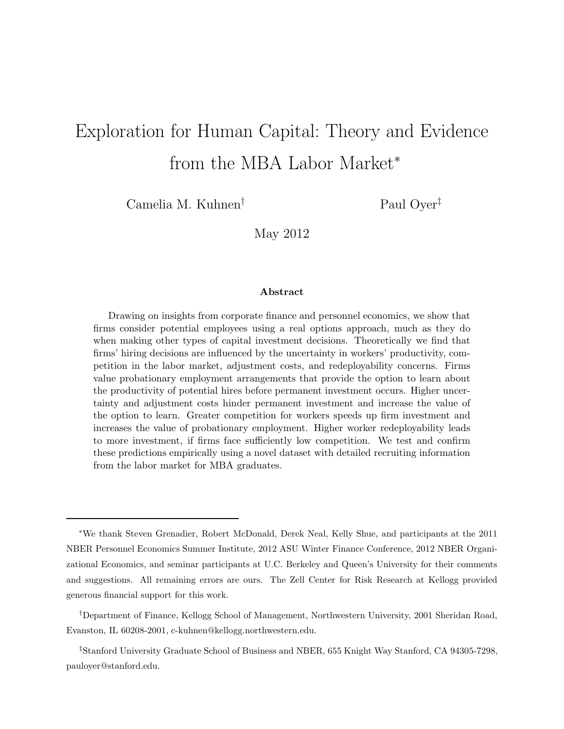# Exploration for Human Capital: Theory and Evidence from the MBA Labor Market*

Camelia M. Kuhnen†

Paul Oyer‡

May 2012

### Abstract

Drawing on insights from corporate finance and personnel economics, we show that firms consider potential employees using a real options approach, much as they do when making other types of capital investment decisions. Theoretically we find that firms' hiring decisions are influenced by the uncertainty in workers' productivity, competition in the labor market, adjustment costs, and redeployability concerns. Firms value probationary employment arrangements that provide the option to learn about the productivity of potential hires before permanent investment occurs. Higher uncertainty and adjustment costs hinder permanent investment and increase the value of the option to learn. Greater competition for workers speeds up firm investment and increases the value of probationary employment. Higher worker redeployability leads to more investment, if firms face sufficiently low competition. We test and confirm these predictions empirically using a novel dataset with detailed recruiting information from the labor market for MBA graduates.

---

*We thank Steven Grenadier, Robert McDonald, Derek Neal, Kelly Shue, and participants at the 2011 NBER Personnel Economics Summer Institute, 2012 ASU Winter Finance Conference, 2012 NBER Organizational Economics, and seminar participants at U.C. Berkeley and Queen's University for their comments and suggestions. All remaining errors are ours. The Zell Center for Risk Research at Kellogg provided generous financial support for this work.

†Department of Finance, Kellogg School of Management, Northwestern University, 2001 Sheridan Road, Evanston, IL 60208-2001, c-kuhnen@kellogg.northwestern.edu.

‡Stanford University Graduate School of Business and NBER, 655 Knight Way Stanford, CA 94305-7298, pauloyer@stanford.edu.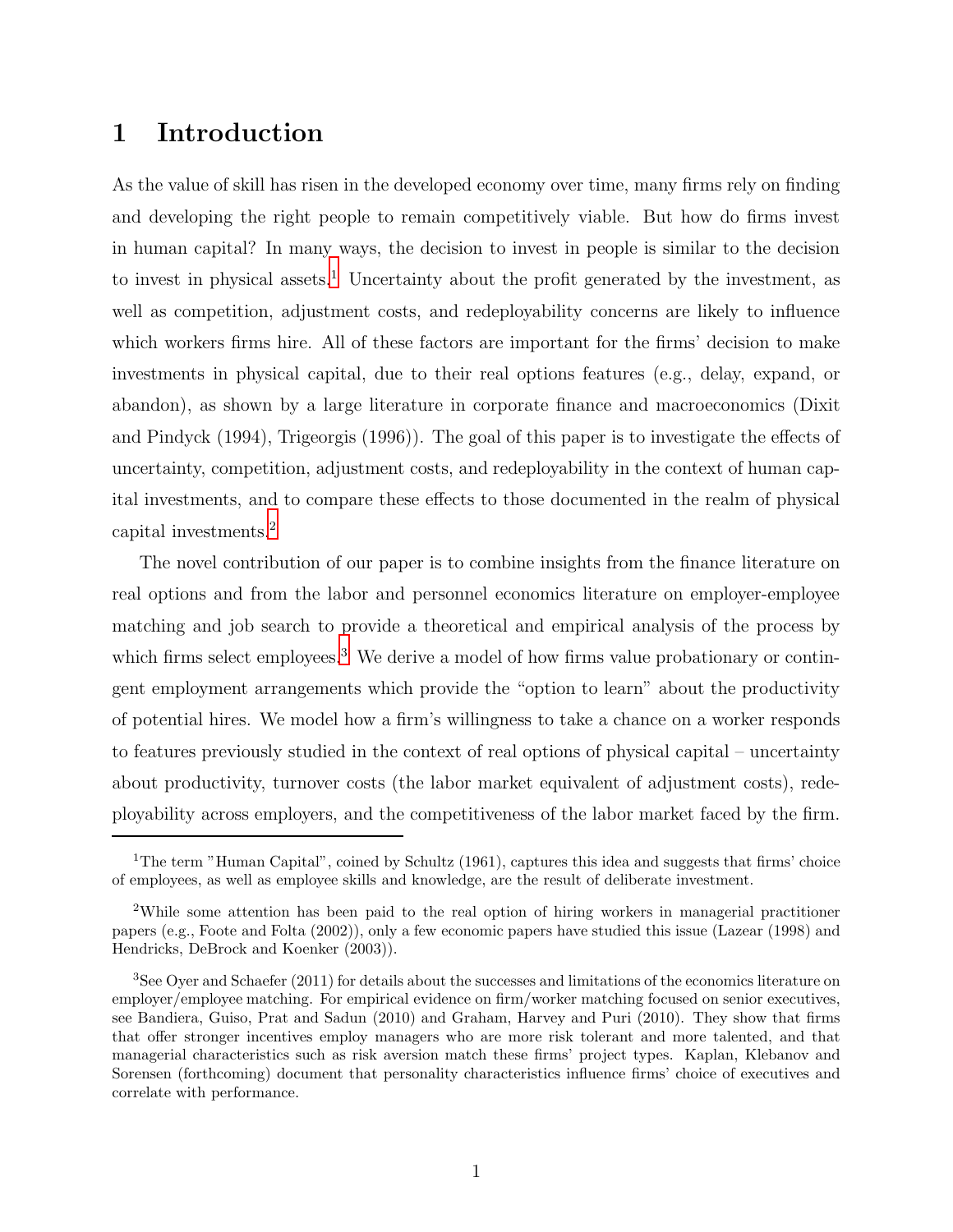# 1 Introduction

As the value of skill has risen in the developed economy over time, many firms rely on finding and developing the right people to remain competitively viable. But how do firms invest in human capital? In many ways, the decision to invest in people is similar to the decision to invest in physical assets.[1] Uncertainty about the profit generated by the investment, as well as competition, adjustment costs, and redeployability concerns are likely to influence which workers firms hire. All of these factors are important for the firms' decision to make investments in physical capital, due to their real options features (e.g., delay, expand, or abandon), as shown by a large literature in corporate finance and macroeconomics (Dixit and Pindyck (1994), Trigeorgis (1996)). The goal of this paper is to investigate the effects of uncertainty, competition, adjustment costs, and redeployability in the context of human capital investments, and to compare these effects to those documented in the realm of physical capital investments.[2]

The novel contribution of our paper is to combine insights from the finance literature on real options and from the labor and personnel economics literature on employer-employee matching and job search to provide a theoretical and empirical analysis of the process by which firms select employees.[3] We derive a model of how firms value probationary or contingent employment arrangements which provide the "option to learn" about the productivity of potential hires. We model how a firm's willingness to take a chance on a worker responds to features previously studied in the context of real options of physical capital – uncertainty about productivity, turnover costs (the labor market equivalent of adjustment costs), redeployability across employers, and the competitiveness of the labor market faced by the firm.

---

[1] The term "Human Capital", coined by Schultz (1961), captures this idea and suggests that firms' choice of employees, as well as employee skills and knowledge, are the result of deliberate investment.

[2] While some attention has been paid to the real option of hiring workers in managerial practitioner papers (e.g., Foote and Folta (2002)), only a few economic papers have studied this issue (Lazear (1998) and Hendricks, DeBrock and Koenker (2003)).

[3] See Oyer and Schaefer (2011) for details about the successes and limitations of the economics literature on employer/employee matching. For empirical evidence on firm/worker matching focused on senior executives, see Bandiera, Guiso, Prat and Sadun (2010) and Graham, Harvey and Puri (2010). They show that firms that offer stronger incentives employ managers who are more risk tolerant and more talented, and that managerial characteristics such as risk aversion match these firms' project types. Kaplan, Klebanov and Sorensen (forthcoming) document that personality characteristics influence firms' choice of executives and correlate with performance.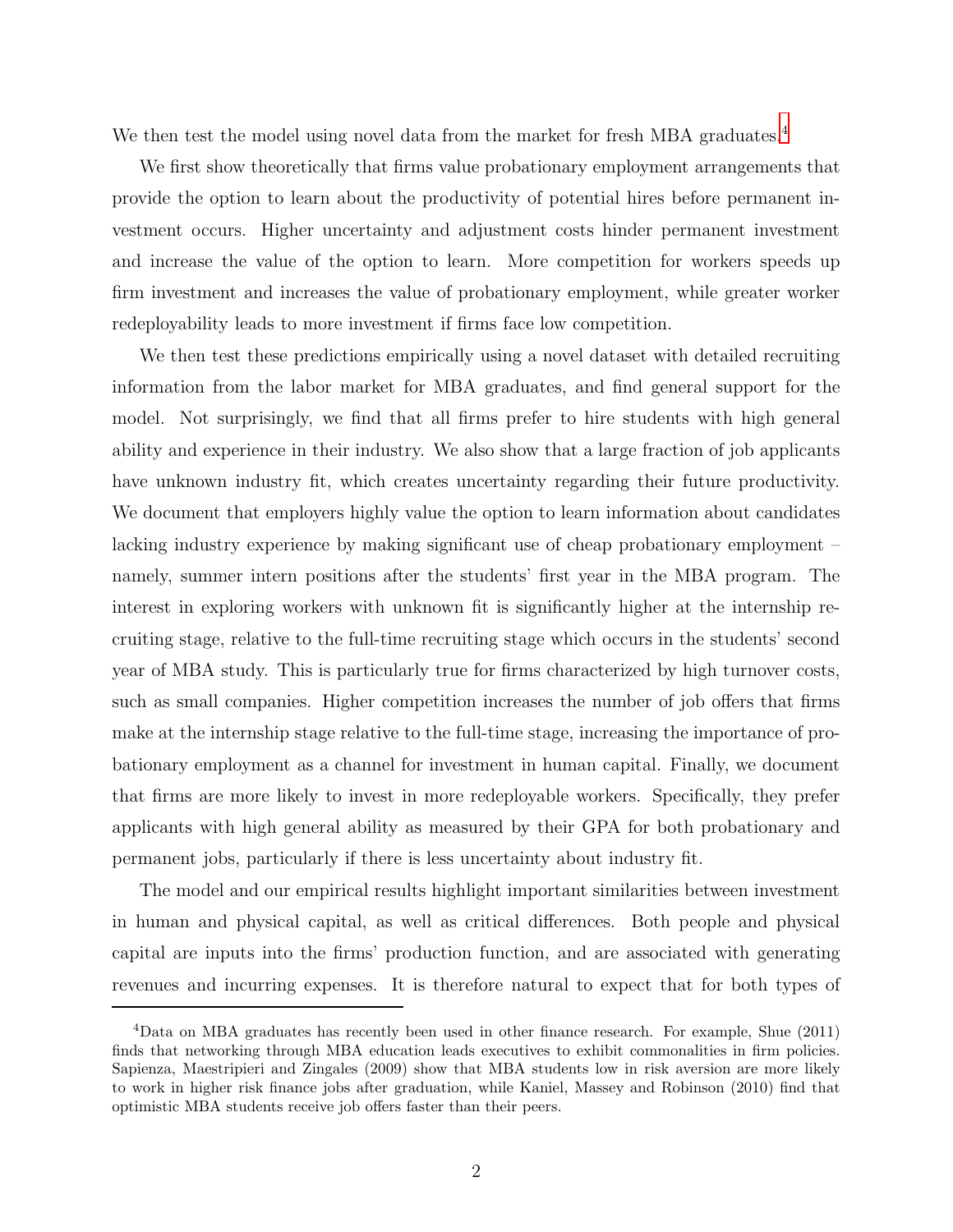We then test the model using novel data from the market for fresh MBA graduates.[4]

We first show theoretically that firms value probationary employment arrangements that provide the option to learn about the productivity of potential hires before permanent investment occurs. Higher uncertainty and adjustment costs hinder permanent investment and increase the value of the option to learn. More competition for workers speeds up firm investment and increases the value of probationary employment, while greater worker redeployability leads to more investment if firms face low competition.

We then test these predictions empirically using a novel dataset with detailed recruiting information from the labor market for MBA graduates, and find general support for the model. Not surprisingly, we find that all firms prefer to hire students with high general ability and experience in their industry. We also show that a large fraction of job applicants have unknown industry fit, which creates uncertainty regarding their future productivity. We document that employers highly value the option to learn information about candidates lacking industry experience by making significant use of cheap probationary employment – namely, summer intern positions after the students' first year in the MBA program. The interest in exploring workers with unknown fit is significantly higher at the internship recruiting stage, relative to the full-time recruiting stage which occurs in the students' second year of MBA study. This is particularly true for firms characterized by high turnover costs, such as small companies. Higher competition increases the number of job offers that firms make at the internship stage relative to the full-time stage, increasing the importance of probationary employment as a channel for investment in human capital. Finally, we document that firms are more likely to invest in more redeployable workers. Specifically, they prefer applicants with high general ability as measured by their GPA for both probationary and permanent jobs, particularly if there is less uncertainty about industry fit.

The model and our empirical results highlight important similarities between investment in human and physical capital, as well as critical differences. Both people and physical capital are inputs into the firms' production function, and are associated with generating revenues and incurring expenses. It is therefore natural to expect that for both types of

[4] Data on MBA graduates has recently been used in other finance research. For example, Shue (2011) finds that networking through MBA education leads executives to exhibit commonalities in firm policies. Sapienza, Maestripieri and Zingales (2009) show that MBA students low in risk aversion are more likely to work in higher risk finance jobs after graduation, while Kaniel, Massey and Robinson (2010) find that optimistic MBA students receive job offers faster than their peers.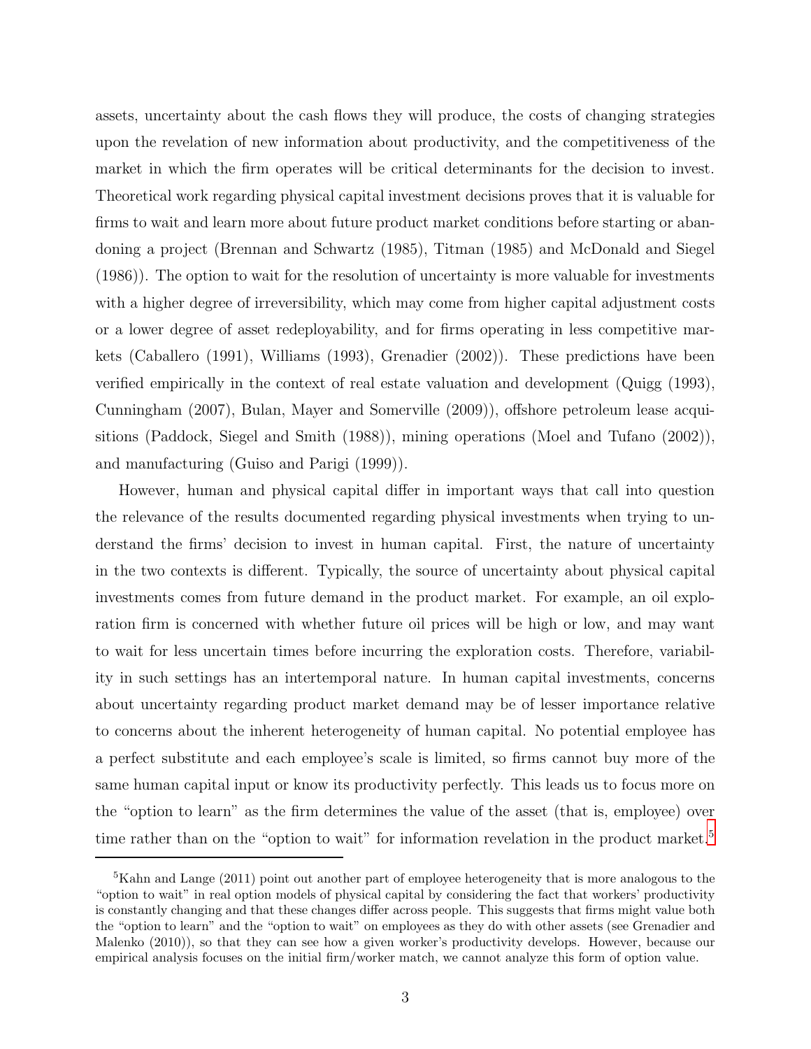assets, uncertainty about the cash flows they will produce, the costs of changing strategies upon the revelation of new information about productivity, and the competitiveness of the market in which the firm operates will be critical determinants for the decision to invest. Theoretical work regarding physical capital investment decisions proves that it is valuable for firms to wait and learn more about future product market conditions before starting or abandoning a project (Brennan and Schwartz (1985), Titman (1985) and McDonald and Siegel (1986)). The option to wait for the resolution of uncertainty is more valuable for investments with a higher degree of irreversibility, which may come from higher capital adjustment costs or a lower degree of asset redeployability, and for firms operating in less competitive markets (Caballero (1991), Williams (1993), Grenadier (2002)). These predictions have been verified empirically in the context of real estate valuation and development (Quigg (1993), Cunningham (2007), Bulan, Mayer and Somerville (2009)), offshore petroleum lease acquisitions (Paddock, Siegel and Smith (1988)), mining operations (Moel and Tufano (2002)), and manufacturing (Guiso and Parigi (1999)).

However, human and physical capital differ in important ways that call into question the relevance of the results documented regarding physical investments when trying to understand the firms' decision to invest in human capital. First, the nature of uncertainty in the two contexts is different. Typically, the source of uncertainty about physical capital investments comes from future demand in the product market. For example, an oil exploration firm is concerned with whether future oil prices will be high or low, and may want to wait for less uncertain times before incurring the exploration costs. Therefore, variability in such settings has an intertemporal nature. In human capital investments, concerns about uncertainty regarding product market demand may be of lesser importance relative to concerns about the inherent heterogeneity of human capital. No potential employee has a perfect substitute and each employee's scale is limited, so firms cannot buy more of the same human capital input or know its productivity perfectly. This leads us to focus more on the "option to learn" as the firm determines the value of the asset (that is, employee) over time rather than on the "option to wait" for information revelation in the product market.[5]

[5] Kahn and Lange (2011) point out another part of employee heterogeneity that is more analogous to the "option to wait" in real option models of physical capital by considering the fact that workers' productivity is constantly changing and that these changes differ across people. This suggests that firms might value both the "option to learn" and the "option to wait" on employees as they do with other assets (see Grenadier and Malenko (2010)), so that they can see how a given worker's productivity develops. However, because our empirical analysis focuses on the initial firm/worker match, we cannot analyze this form of option value.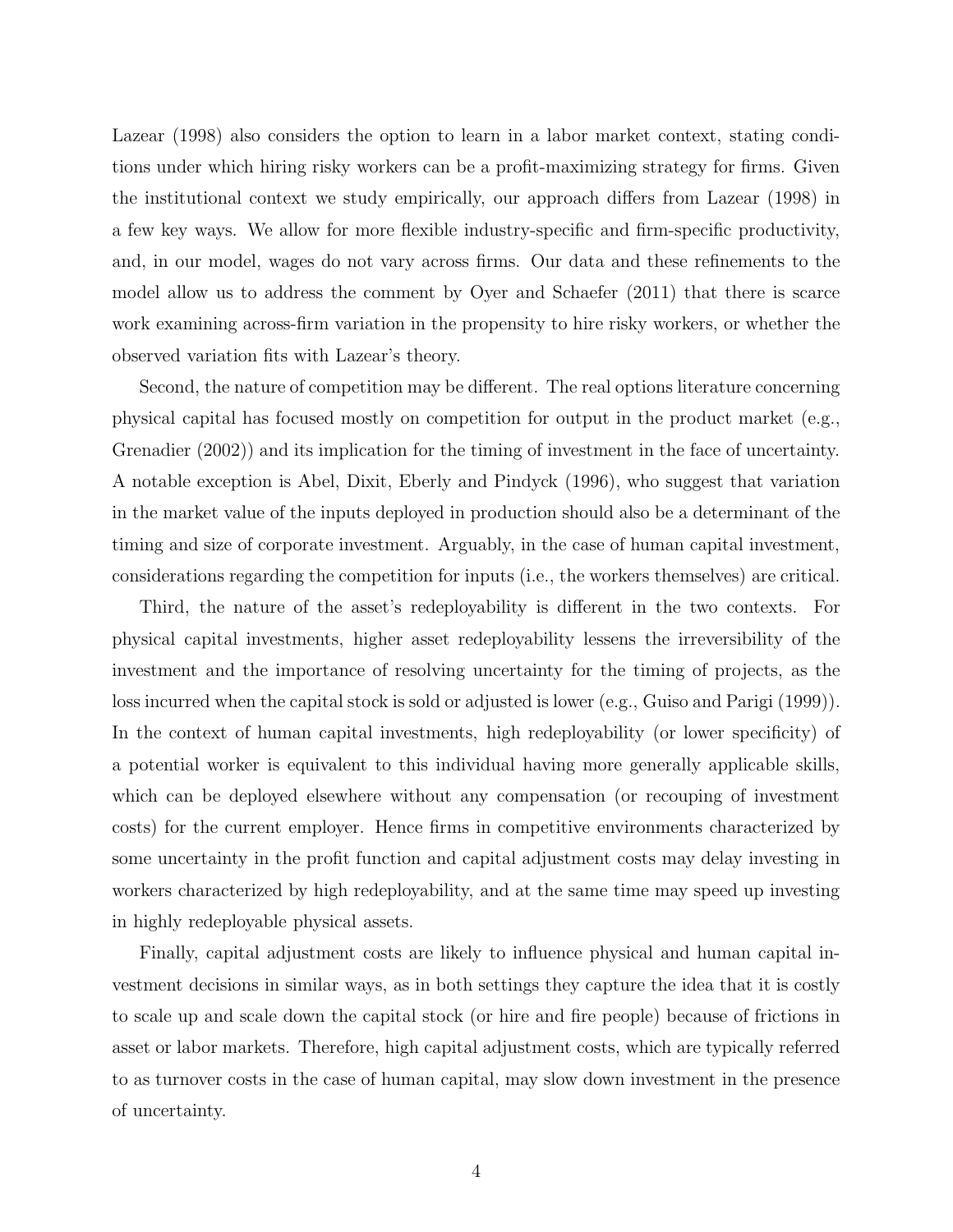Lazear (1998) also considers the option to learn in a labor market context, stating conditions under which hiring risky workers can be a profit-maximizing strategy for firms. Given the institutional context we study empirically, our approach differs from Lazear (1998) in a few key ways. We allow for more flexible industry-specific and firm-specific productivity, and, in our model, wages do not vary across firms. Our data and these refinements to the model allow us to address the comment by Oyer and Schaefer (2011) that there is scarce work examining across-firm variation in the propensity to hire risky workers, or whether the observed variation fits with Lazear's theory.

Second, the nature of competition may be different. The real options literature concerning physical capital has focused mostly on competition for output in the product market (e.g., Grenadier (2002)) and its implication for the timing of investment in the face of uncertainty. A notable exception is Abel, Dixit, Eberly and Pindyck (1996), who suggest that variation in the market value of the inputs deployed in production should also be a determinant of the timing and size of corporate investment. Arguably, in the case of human capital investment, considerations regarding the competition for inputs (i.e., the workers themselves) are critical.

Third, the nature of the asset's redeployability is different in the two contexts. For physical capital investments, higher asset redeployability lessens the irreversibility of the investment and the importance of resolving uncertainty for the timing of projects, as the loss incurred when the capital stock is sold or adjusted is lower (e.g., Guiso and Parigi (1999)). In the context of human capital investments, high redeployability (or lower specificity) of a potential worker is equivalent to this individual having more generally applicable skills, which can be deployed elsewhere without any compensation (or recouping of investment costs) for the current employer. Hence firms in competitive environments characterized by some uncertainty in the profit function and capital adjustment costs may delay investing in workers characterized by high redeployability, and at the same time may speed up investing in highly redeployable physical assets.

Finally, capital adjustment costs are likely to influence physical and human capital investment decisions in similar ways, as in both settings they capture the idea that it is costly to scale up and scale down the capital stock (or hire and fire people) because of frictions in asset or labor markets. Therefore, high capital adjustment costs, which are typically referred to as turnover costs in the case of human capital, may slow down investment in the presence of uncertainty.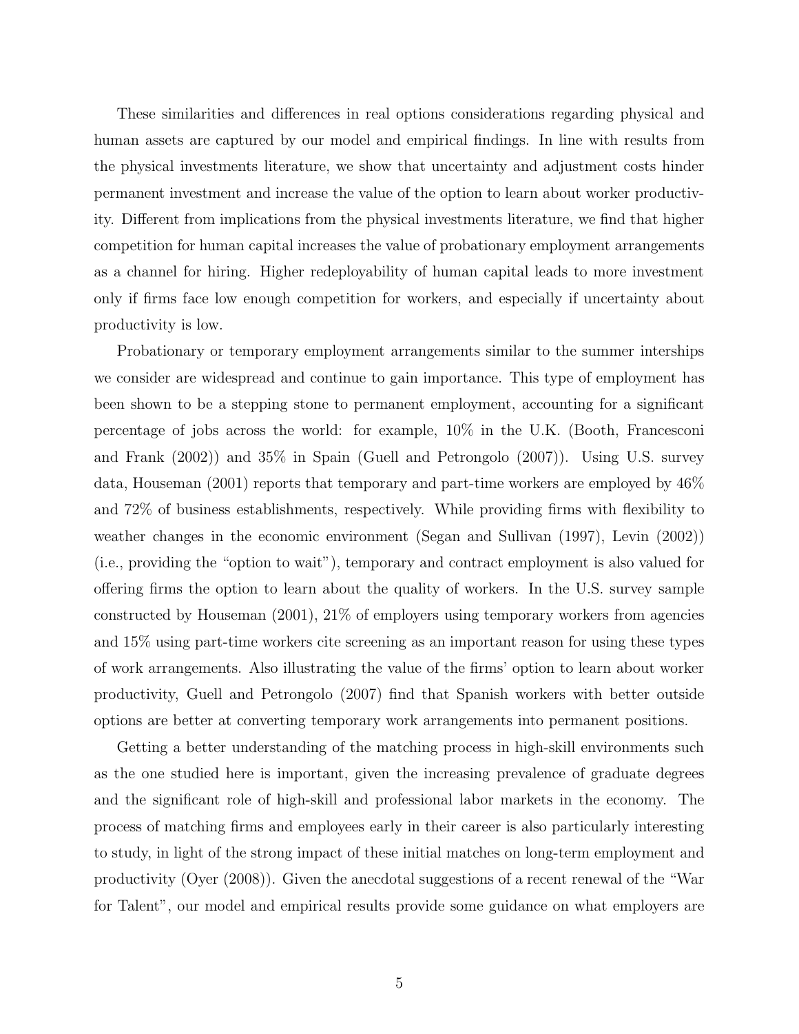These similarities and differences in real options considerations regarding physical and human assets are captured by our model and empirical findings. In line with results from the physical investments literature, we show that uncertainty and adjustment costs hinder permanent investment and increase the value of the option to learn about worker productivity. Different from implications from the physical investments literature, we find that higher competition for human capital increases the value of probationary employment arrangements as a channel for hiring. Higher redeployability of human capital leads to more investment only if firms face low enough competition for workers, and especially if uncertainty about productivity is low.

Probationary or temporary employment arrangements similar to the summer interships we consider are widespread and continue to gain importance. This type of employment has been shown to be a stepping stone to permanent employment, accounting for a significant percentage of jobs across the world: for example, 10% in the U.K. (Booth, Francesconi and Frank (2002)) and 35% in Spain (Guell and Petrongolo (2007)). Using U.S. survey data, Houseman (2001) reports that temporary and part-time workers are employed by 46% and 72% of business establishments, respectively. While providing firms with flexibility to weather changes in the economic environment (Segan and Sullivan (1997), Levin (2002)) (i.e., providing the "option to wait"), temporary and contract employment is also valued for offering firms the option to learn about the quality of workers. In the U.S. survey sample constructed by Houseman (2001), 21% of employers using temporary workers from agencies and 15% using part-time workers cite screening as an important reason for using these types of work arrangements. Also illustrating the value of the firms' option to learn about worker productivity, Guell and Petrongolo (2007) find that Spanish workers with better outside options are better at converting temporary work arrangements into permanent positions.

Getting a better understanding of the matching process in high-skill environments such as the one studied here is important, given the increasing prevalence of graduate degrees and the significant role of high-skill and professional labor markets in the economy. The process of matching firms and employees early in their career is also particularly interesting to study, in light of the strong impact of these initial matches on long-term employment and productivity (Oyer (2008)). Given the anecdotal suggestions of a recent renewal of the "War for Talent", our model and empirical results provide some guidance on what employers are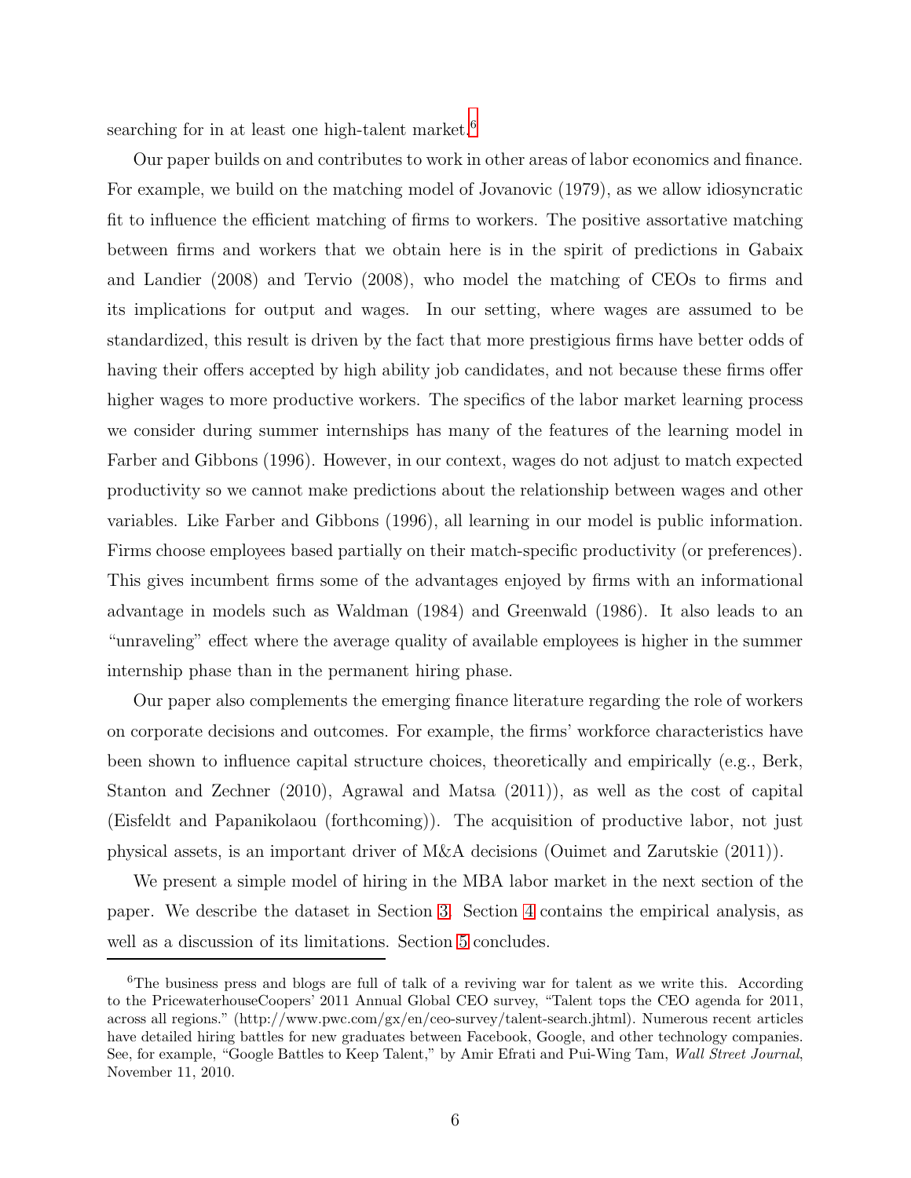searching for in at least one high-talent market.[6]

Our paper builds on and contributes to work in other areas of labor economics and finance. For example, we build on the matching model of Jovanovic (1979), as we allow idiosyncratic fit to influence the efficient matching of firms to workers. The positive assortative matching between firms and workers that we obtain here is in the spirit of predictions in Gabaix and Landier (2008) and Tervio (2008), who model the matching of CEOs to firms and its implications for output and wages. In our setting, where wages are assumed to be standardized, this result is driven by the fact that more prestigious firms have better odds of having their offers accepted by high ability job candidates, and not because these firms offer higher wages to more productive workers. The specifics of the labor market learning process we consider during summer internships has many of the features of the learning model in Farber and Gibbons (1996). However, in our context, wages do not adjust to match expected productivity so we cannot make predictions about the relationship between wages and other variables. Like Farber and Gibbons (1996), all learning in our model is public information. Firms choose employees based partially on their match-specific productivity (or preferences). This gives incumbent firms some of the advantages enjoyed by firms with an informational advantage in models such as Waldman (1984) and Greenwald (1986). It also leads to an "unraveling" effect where the average quality of available employees is higher in the summer internship phase than in the permanent hiring phase.

Our paper also complements the emerging finance literature regarding the role of workers on corporate decisions and outcomes. For example, the firms' workforce characteristics have been shown to influence capital structure choices, theoretically and empirically (e.g., Berk, Stanton and Zechner (2010), Agrawal and Matsa (2011)), as well as the cost of capital (Eisfeldt and Papanikolaou (forthcoming)). The acquisition of productive labor, not just physical assets, is an important driver of M&A decisions (Ouimet and Zarutskie (2011)).

We present a simple model of hiring in the MBA labor market in the next section of the paper. We describe the dataset in Section 3. Section 4 contains the empirical analysis, as well as a discussion of its limitations. Section 5 concludes.

---

[6]The business press and blogs are full of talk of a reviving war for talent as we write this. According to the PricewaterhouseCoopers' 2011 Annual Global CEO survey, "Talent tops the CEO agenda for 2011, across all regions." (http://www.pwc.com/gx/en/ceo-survey/talent-search.jhtml). Numerous recent articles have detailed hiring battles for new graduates between Facebook, Google, and other technology companies. See, for example, "Google Battles to Keep Talent," by Amir Efrati and Pui-Wing Tam, *Wall Street Journal*, November 11, 2010.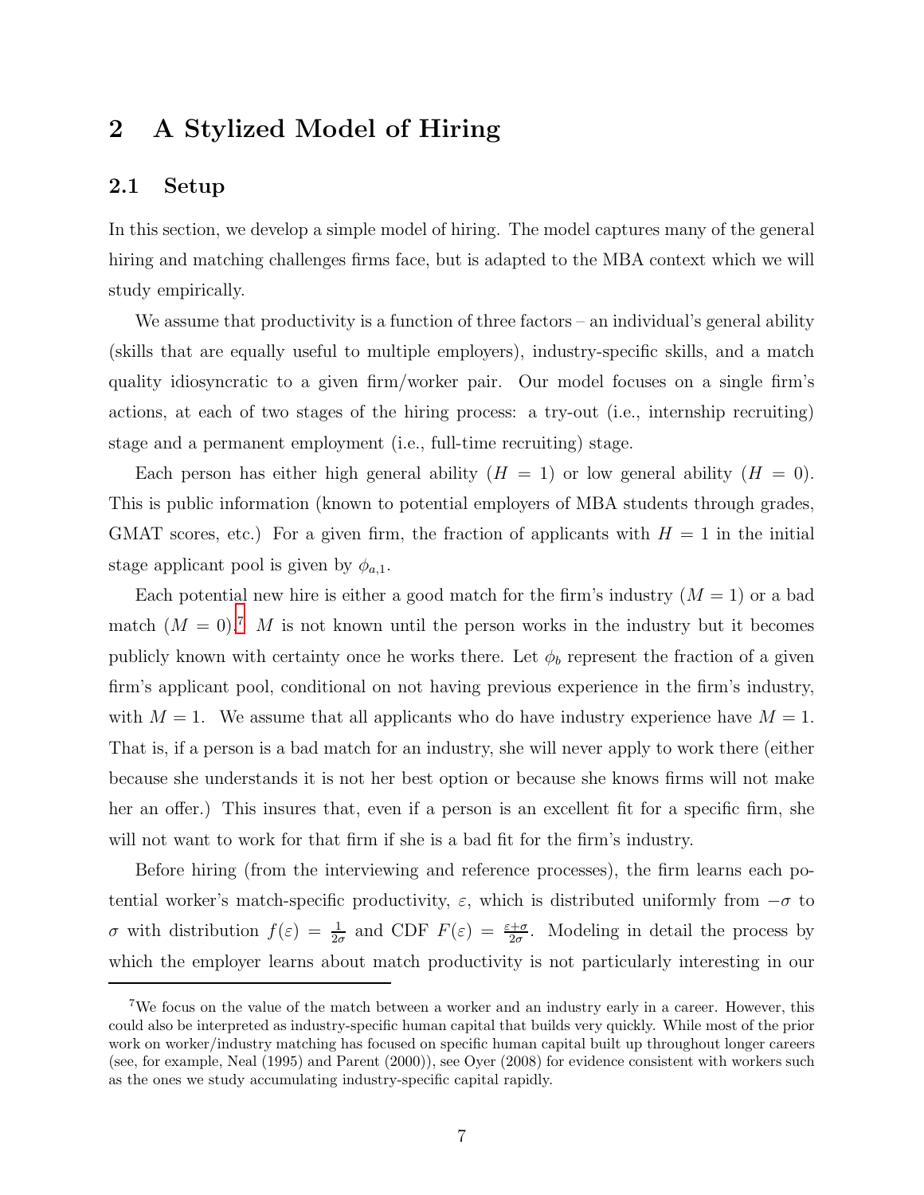## 2 A Stylized Model of Hiring

### 2.1 Setup

In this section, we develop a simple model of hiring. The model captures many of the general hiring and matching challenges firms face, but is adapted to the MBA context which we will study empirically.

We assume that productivity is a function of three factors – an individual's general ability (skills that are equally useful to multiple employers), industry-specific skills, and a match quality idiosyncratic to a given firm/worker pair. Our model focuses on a single firm's actions, at each of two stages of the hiring process: a try-out (i.e., internship recruiting) stage and a permanent employment (i.e., full-time recruiting) stage.

Each person has either high general ability ($H = 1$) or low general ability ($H = 0$). This is public information (known to potential employers of MBA students through grades, GMAT scores, etc.) For a given firm, the fraction of applicants with $H = 1$ in the initial stage applicant pool is given by $\phi_{a,1}$.

Each potential new hire is either a good match for the firm's industry ($M = 1$) or a bad match ($M = 0$).[7] $M$ is not known until the person works in the industry but it becomes publicly known with certainty once he works there. Let $\phi_b$ represent the fraction of a given firm's applicant pool, conditional on not having previous experience in the firm's industry, with $M = 1$. We assume that all applicants who do have industry experience have $M = 1$. That is, if a person is a bad match for an industry, she will never apply to work there (either because she understands it is not her best option or because she knows firms will not make her an offer.) This insures that, even if a person is an excellent fit for a specific firm, she will not want to work for that firm if she is a bad fit for the firm's industry.

Before hiring (from the interviewing and reference processes), the firm learns each potential worker's match-specific productivity, $\varepsilon$, which is distributed uniformly from $-\sigma$ to $\sigma$ with distribution $f(\varepsilon) = \frac{1}{2\sigma}$ and CDF $F(\varepsilon) = \frac{\varepsilon+\sigma}{2\sigma}$. Modeling in detail the process by which the employer learns about match productivity is not particularly interesting in our

[7] We focus on the value of the match between a worker and an industry early in a career. However, this could also be interpreted as industry-specific human capital that builds very quickly. While most of the prior work on worker/industry matching has focused on specific human capital built up throughout longer careers (see, for example, Neal (1995) and Parent (2000)), see Oyer (2008) for evidence consistent with workers such as the ones we study accumulating industry-specific capital rapidly.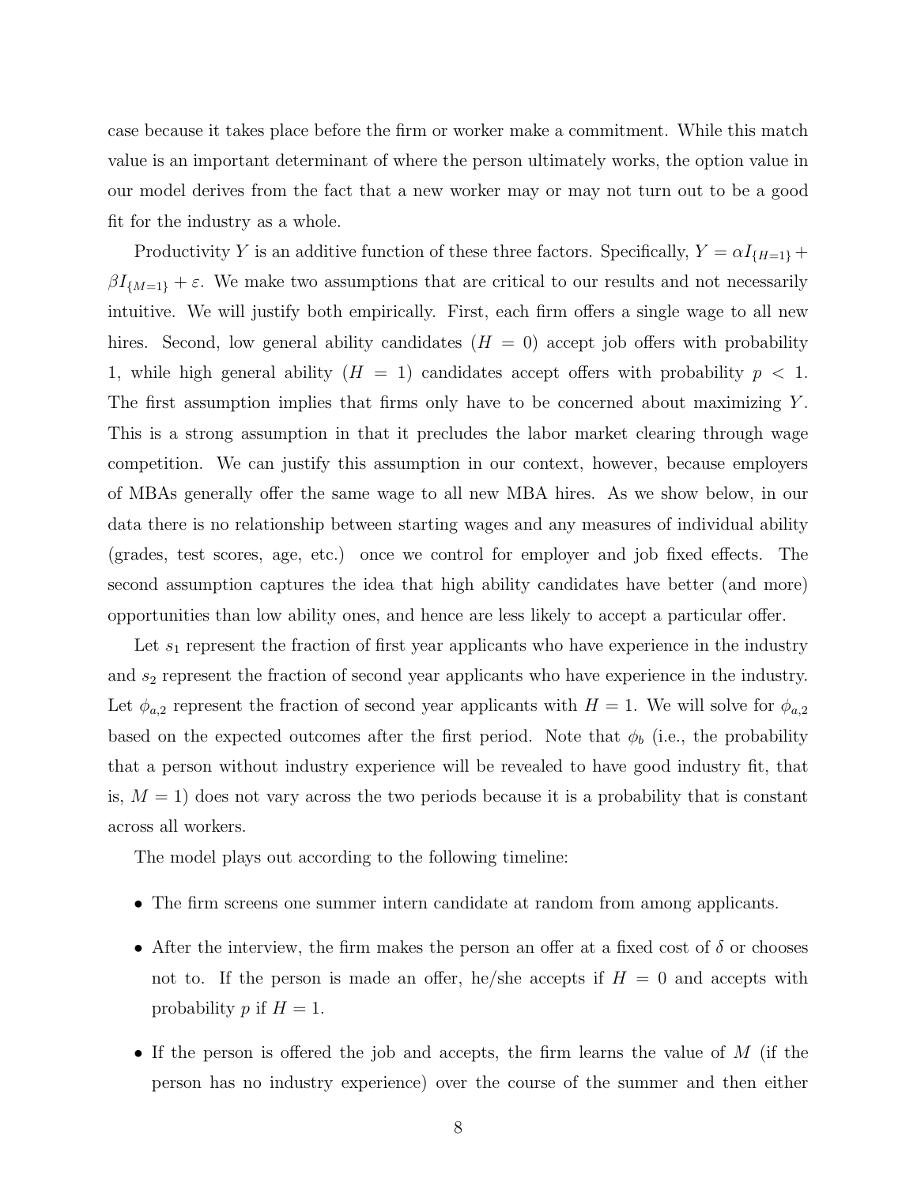case because it takes place before the firm or worker make a commitment. While this match value is an important determinant of where the person ultimately works, the option value in our model derives from the fact that a new worker may or may not turn out to be a good fit for the industry as a whole.

Productivity $Y$ is an additive function of these three factors. Specifically, $Y = \alpha I_{\{H=1\}} + \beta I_{\{M=1\}} + \varepsilon$. We make two assumptions that are critical to our results and not necessarily intuitive. We will justify both empirically. First, each firm offers a single wage to all new hires. Second, low general ability candidates ($H = 0$) accept job offers with probability 1, while high general ability ($H = 1$) candidates accept offers with probability $p < 1$. The first assumption implies that firms only have to be concerned about maximizing $Y$. This is a strong assumption in that it precludes the labor market clearing through wage competition. We can justify this assumption in our context, however, because employers of MBAs generally offer the same wage to all new MBA hires. As we show below, in our data there is no relationship between starting wages and any measures of individual ability (grades, test scores, age, etc.) once we control for employer and job fixed effects. The second assumption captures the idea that high ability candidates have better (and more) opportunities than low ability ones, and hence are less likely to accept a particular offer.

Let $s_1$ represent the fraction of first year applicants who have experience in the industry and $s_2$ represent the fraction of second year applicants who have experience in the industry. Let $\phi_{a,2}$ represent the fraction of second year applicants with $H = 1$. We will solve for $\phi_{a,2}$ based on the expected outcomes after the first period. Note that $\phi_b$ (i.e., the probability that a person without industry experience will be revealed to have good industry fit, that is, $M = 1$) does not vary across the two periods because it is a probability that is constant across all workers.

The model plays out according to the following timeline:

- The firm screens one summer intern candidate at random from among applicants.
- After the interview, the firm makes the person an offer at a fixed cost of $\delta$ or chooses not to. If the person is made an offer, he/she accepts if $H = 0$ and accepts with probability $p$ if $H = 1$.
- If the person is offered the job and accepts, the firm learns the value of $M$ (if the person has no industry experience) over the course of the summer and then either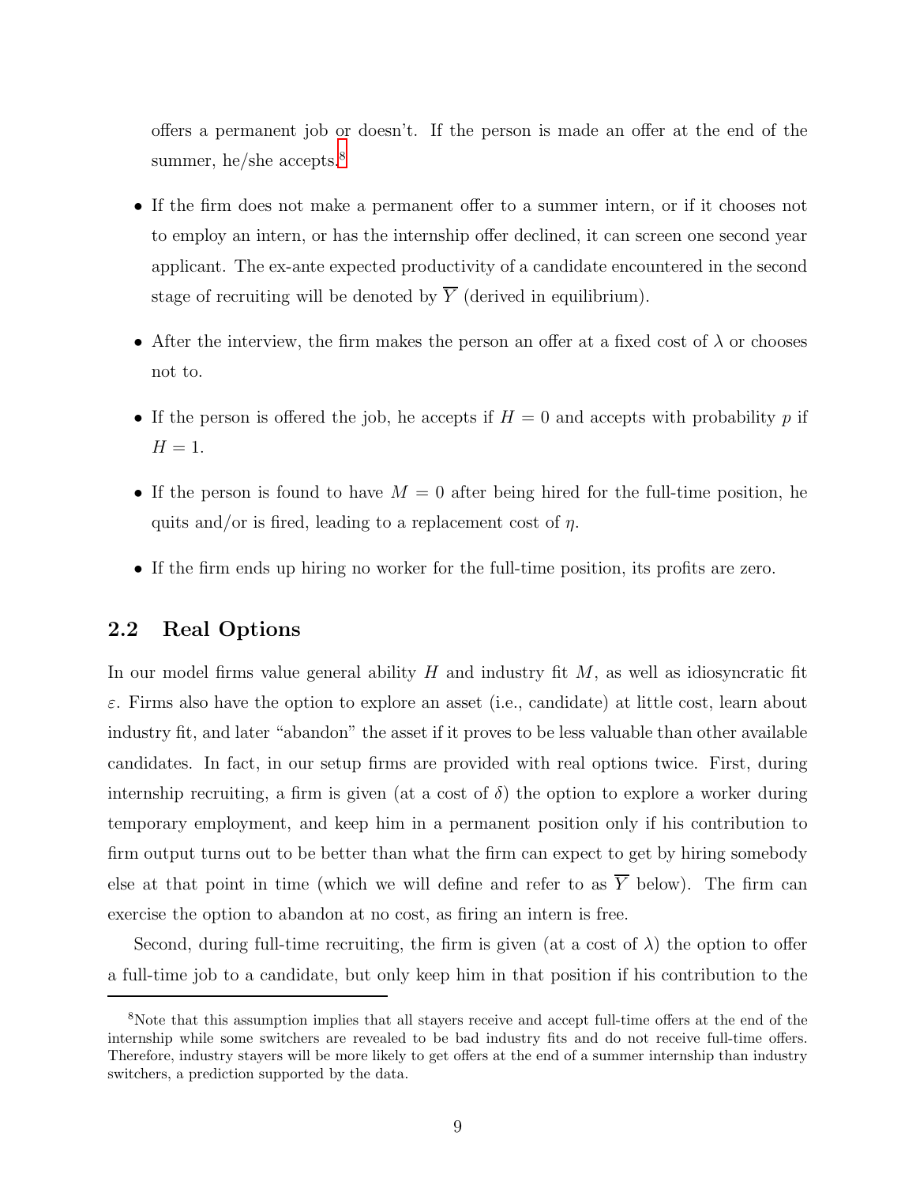offers a permanent job or doesn't. If the person is made an offer at the end of the summer, he/she accepts.[8]

- If the firm does not make a permanent offer to a summer intern, or if it chooses not to employ an intern, or has the internship offer declined, it can screen one second year applicant. The ex-ante expected productivity of a candidate encountered in the second stage of recruiting will be denoted by $\overline{Y}$ (derived in equilibrium).
- After the interview, the firm makes the person an offer at a fixed cost of $\lambda$ or chooses not to.
- If the person is offered the job, he accepts if $H = 0$ and accepts with probability $p$ if $H = 1$.
- If the person is found to have $M = 0$ after being hired for the full-time position, he quits and/or is fired, leading to a replacement cost of $\eta$.
- If the firm ends up hiring no worker for the full-time position, its profits are zero.

## 2.2 Real Options

In our model firms value general ability $H$ and industry fit $M$, as well as idiosyncratic fit $\varepsilon$. Firms also have the option to explore an asset (i.e., candidate) at little cost, learn about industry fit, and later "abandon" the asset if it proves to be less valuable than other available candidates. In fact, in our setup firms are provided with real options twice. First, during internship recruiting, a firm is given (at a cost of $\delta$) the option to explore a worker during temporary employment, and keep him in a permanent position only if his contribution to firm output turns out to be better than what the firm can expect to get by hiring somebody else at that point in time (which we will define and refer to as $\overline{Y}$ below). The firm can exercise the option to abandon at no cost, as firing an intern is free.

Second, during full-time recruiting, the firm is given (at a cost of $\lambda$) the option to offer a full-time job to a candidate, but only keep him in that position if his contribution to the

[8] Note that this assumption implies that all stayers receive and accept full-time offers at the end of the internship while some switchers are revealed to be bad industry fits and do not receive full-time offers. Therefore, industry stayers will be more likely to get offers at the end of a summer internship than industry switchers, a prediction supported by the data.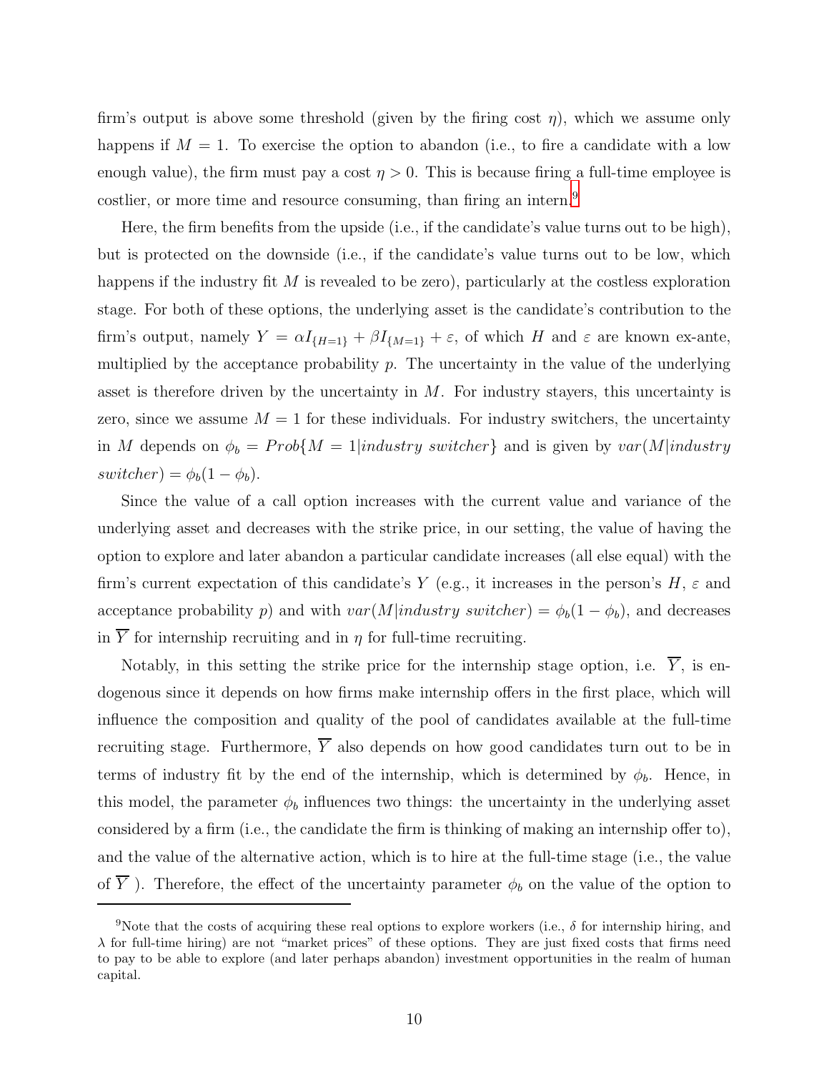firm's output is above some threshold (given by the firing cost $\eta$), which we assume only happens if $M = 1$. To exercise the option to abandon (i.e., to fire a candidate with a low enough value), the firm must pay a cost $\eta > 0$. This is because firing a full-time employee is costlier, or more time and resource consuming, than firing an intern.[9]

Here, the firm benefits from the upside (i.e., if the candidate's value turns out to be high), but is protected on the downside (i.e., if the candidate's value turns out to be low, which happens if the industry fit $M$ is revealed to be zero), particularly at the costless exploration stage. For both of these options, the underlying asset is the candidate's contribution to the firm's output, namely $Y = \alpha I_{\{H=1\}} + \beta I_{\{M=1\}} + \varepsilon$, of which $H$ and $\varepsilon$ are known ex-ante, multiplied by the acceptance probability $p$. The uncertainty in the value of the underlying asset is therefore driven by the uncertainty in $M$. For industry stayers, this uncertainty is zero, since we assume $M = 1$ for these individuals. For industry switchers, the uncertainty in $M$ depends on $\phi_b = Prob\{M = 1|industry\ switcher\}$ and is given by $var(M|industry\ switcher) = \phi_b(1 - \phi_b)$.

Since the value of a call option increases with the current value and variance of the underlying asset and decreases with the strike price, in our setting, the value of having the option to explore and later abandon a particular candidate increases (all else equal) with the firm's current expectation of this candidate's $Y$ (e.g., it increases in the person's $H$, $\varepsilon$ and acceptance probability $p$) and with $var(M|industry\ switcher) = \phi_b(1 - \phi_b)$, and decreases in $\overline{Y}$ for internship recruiting and in $\eta$ for full-time recruiting.

Notably, in this setting the strike price for the internship stage option, i.e. $\overline{Y}$, is endogenous since it depends on how firms make internship offers in the first place, which will influence the composition and quality of the pool of candidates available at the full-time recruiting stage. Furthermore, $\overline{Y}$ also depends on how good candidates turn out to be in terms of industry fit by the end of the internship, which is determined by $\phi_b$. Hence, in this model, the parameter $\phi_b$ influences two things: the uncertainty in the underlying asset considered by a firm (i.e., the candidate the firm is thinking of making an internship offer to), and the value of the alternative action, which is to hire at the full-time stage (i.e., the value of $\overline{Y}$ ). Therefore, the effect of the uncertainty parameter $\phi_b$ on the value of the option to

[9] Note that the costs of acquiring these real options to explore workers (i.e., $\delta$ for internship hiring, and $\lambda$ for full-time hiring) are not "market prices" of these options. They are just fixed costs that firms need to pay to be able to explore (and later perhaps abandon) investment opportunities in the realm of human capital.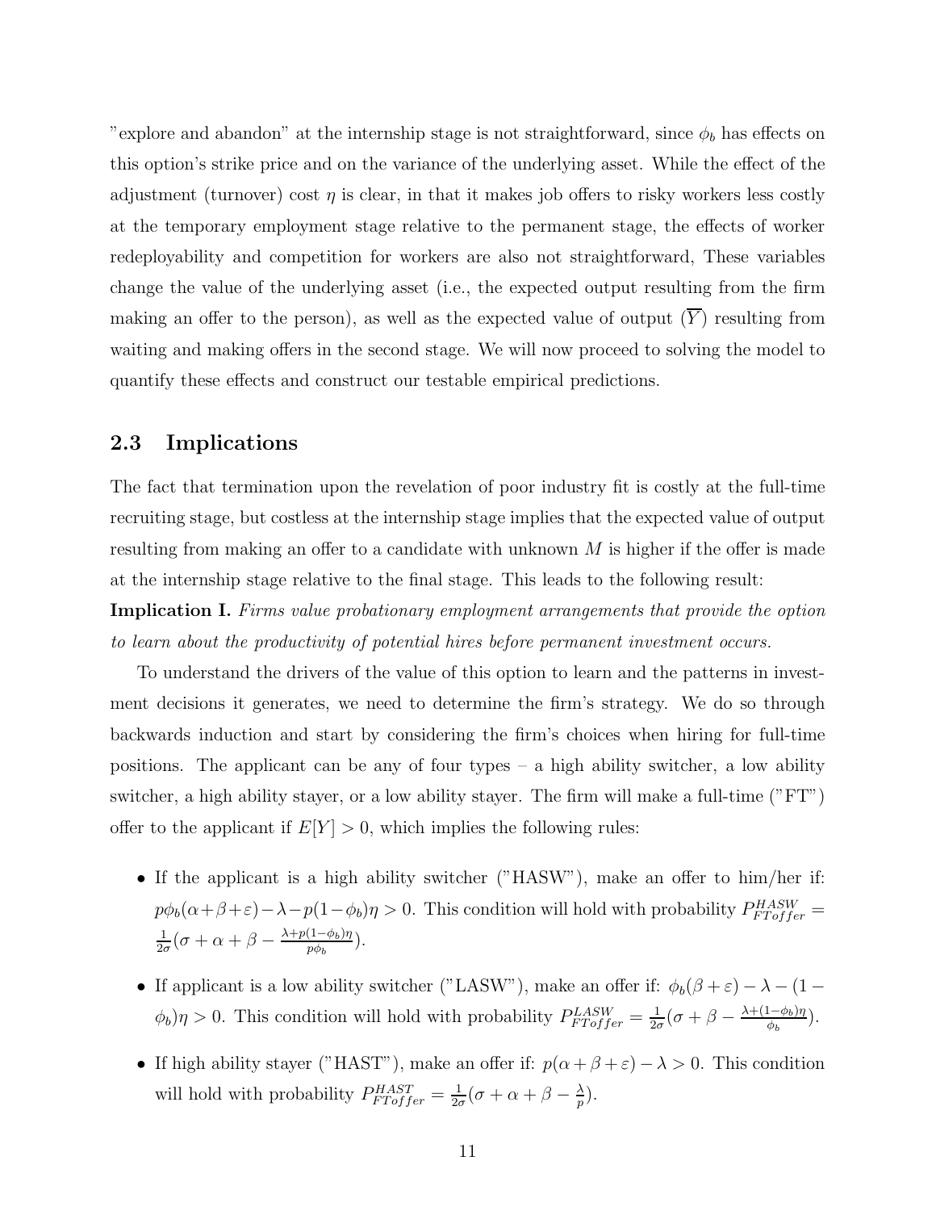"explore and abandon" at the internship stage is not straightforward, since $\phi_b$ has effects on this option's strike price and on the variance of the underlying asset. While the effect of the adjustment (turnover) cost $\eta$ is clear, in that it makes job offers to risky workers less costly at the temporary employment stage relative to the permanent stage, the effects of worker redeployability and competition for workers are also not straightforward, These variables change the value of the underlying asset (i.e., the expected output resulting from the firm making an offer to the person), as well as the expected value of output ($\overline{Y}$) resulting from waiting and making offers in the second stage. We will now proceed to solving the model to quantify these effects and construct our testable empirical predictions.

## 2.3 Implications

The fact that termination upon the revelation of poor industry fit is costly at the full-time recruiting stage, but costless at the internship stage implies that the expected value of output resulting from making an offer to a candidate with unknown $M$ is higher if the offer is made at the internship stage relative to the final stage. This leads to the following result:

**Implication I.** *Firms value probationary employment arrangements that provide the option to learn about the productivity of potential hires before permanent investment occurs.*

To understand the drivers of the value of this option to learn and the patterns in investment decisions it generates, we need to determine the firm's strategy. We do so through backwards induction and start by considering the firm's choices when hiring for full-time positions. The applicant can be any of four types – a high ability switcher, a low ability switcher, a high ability stayer, or a low ability stayer. The firm will make a full-time ("FT") offer to the applicant if $E[Y] > 0$, which implies the following rules:

- If the applicant is a high ability switcher ("HASW"), make an offer to him/her if: $p\phi_b(\alpha+\beta+\varepsilon)-\lambda-p(1-\phi_b)\eta > 0$. This condition will hold with probability $P^{HASW}_{FToffer} = \frac{1}{2\sigma}(\sigma + \alpha + \beta - \frac{\lambda+p(1-\phi_b)\eta}{p\phi_b})$.
- If applicant is a low ability switcher ("LASW"), make an offer if: $\phi_b(\beta+\varepsilon) - \lambda - (1-\phi_b)\eta > 0$. This condition will hold with probability $P^{LASW}_{FToffer} = \frac{1}{2\sigma}(\sigma + \beta - \frac{\lambda+(1-\phi_b)\eta}{\phi_b})$.
- If high ability stayer ("HAST"), make an offer if: $p(\alpha+\beta+\varepsilon) - \lambda > 0$. This condition will hold with probability $P^{HAST}_{FToffer} = \frac{1}{2\sigma}(\sigma + \alpha + \beta - \frac{\lambda}{p})$.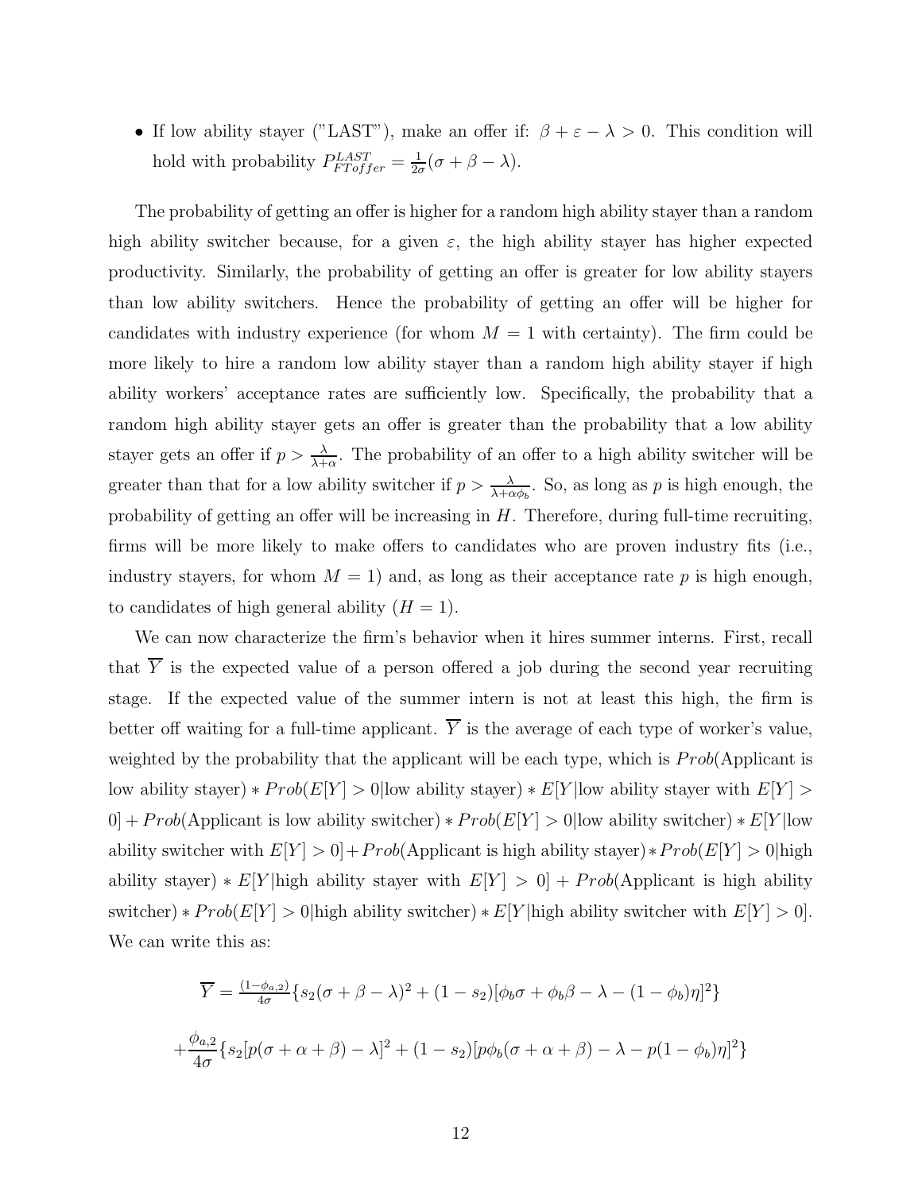- If low ability stayer ("LAST"), make an offer if: $\beta + \varepsilon - \lambda > 0$. This condition will hold with probability $P_{FToffer}^{LAST} = \frac{1}{2\sigma}(\sigma + \beta - \lambda)$.

The probability of getting an offer is higher for a random high ability stayer than a random high ability switcher because, for a given $\varepsilon$, the high ability stayer has higher expected productivity. Similarly, the probability of getting an offer is greater for low ability stayers than low ability switchers. Hence the probability of getting an offer will be higher for candidates with industry experience (for whom $M = 1$ with certainty). The firm could be more likely to hire a random low ability stayer than a random high ability stayer if high ability workers' acceptance rates are sufficiently low. Specifically, the probability that a random high ability stayer gets an offer is greater than the probability that a low ability stayer gets an offer if $p > \frac{\lambda}{\lambda+\alpha}$. The probability of an offer to a high ability switcher will be greater than that for a low ability switcher if $p > \frac{\lambda}{\lambda+\alpha\phi_b}$. So, as long as $p$ is high enough, the probability of getting an offer will be increasing in $H$. Therefore, during full-time recruiting, firms will be more likely to make offers to candidates who are proven industry fits (i.e., industry stayers, for whom $M = 1$) and, as long as their acceptance rate $p$ is high enough, to candidates of high general ability ($H = 1$).

We can now characterize the firm's behavior when it hires summer interns. First, recall that $\overline{Y}$ is the expected value of a person offered a job during the second year recruiting stage. If the expected value of the summer intern is not at least this high, the firm is better off waiting for a full-time applicant. $\overline{Y}$ is the average of each type of worker's value, weighted by the probability that the applicant will be each type, which is $Prob$(Applicant is low ability stayer) $* Prob(E[Y] > 0|$low ability stayer$) * E[Y|$low ability stayer with $E[Y] > 0] + Prob$(Applicant is low ability switcher) $* Prob(E[Y] > 0|$low ability switcher$) * E[Y|$low ability switcher with $E[Y] > 0] + Prob$(Applicant is high ability stayer)$* Prob(E[Y] > 0|$high ability stayer$) * E[Y|$high ability stayer with $E[Y] > 0] + Prob$(Applicant is high ability switcher) $* Prob(E[Y] > 0|$high ability switcher$) * E[Y|$high ability switcher with $E[Y] > 0]$. We can write this as:

$$\overline{Y} = \tfrac{(1-\phi_{a,2})}{4\sigma}\{s_2(\sigma + \beta - \lambda)^2 + (1 - s_2)[\phi_b\sigma + \phi_b\beta - \lambda - (1 - \phi_b)\eta]^2\}$$

$$+\frac{\phi_{a,2}}{4\sigma}\{s_2[p(\sigma + \alpha + \beta) - \lambda]^2 + (1 - s_2)[p\phi_b(\sigma + \alpha + \beta) - \lambda - p(1 - \phi_b)\eta]^2\}$$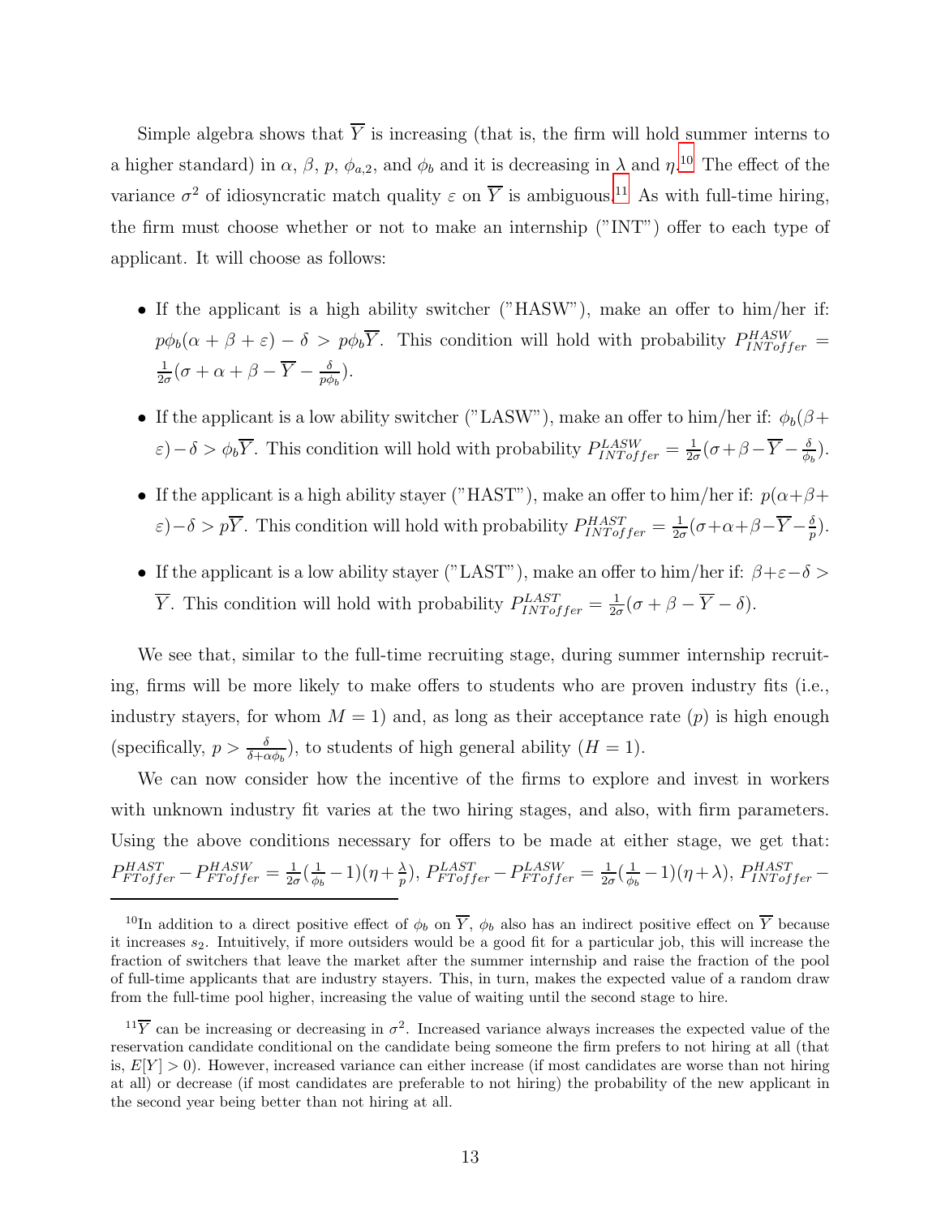Simple algebra shows that $\overline{Y}$ is increasing (that is, the firm will hold summer interns to a higher standard) in $\alpha$, $\beta$, $p$, $\phi_{a,2}$, and $\phi_b$ and it is decreasing in $\lambda$ and $\eta$.[10] The effect of the variance $\sigma^2$ of idiosyncratic match quality $\varepsilon$ on $\overline{Y}$ is ambiguous.[11] As with full-time hiring, the firm must choose whether or not to make an internship ("INT") offer to each type of applicant. It will choose as follows:

- If the applicant is a high ability switcher ("HASW"), make an offer to him/her if: $p\phi_b(\alpha+\beta+\varepsilon)-\delta > p\phi_b\overline{Y}$. This condition will hold with probability $P^{HASW}_{INToffer} = \frac{1}{2\sigma}(\sigma+\alpha+\beta-\overline{Y}-\frac{\delta}{p\phi_b})$.
- If the applicant is a low ability switcher ("LASW"), make an offer to him/her if: $\phi_b(\beta+\varepsilon)-\delta > \phi_b\overline{Y}$. This condition will hold with probability $P^{LASW}_{INToffer} = \frac{1}{2\sigma}(\sigma+\beta-\overline{Y}-\frac{\delta}{\phi_b})$.
- If the applicant is a high ability stayer ("HAST"), make an offer to him/her if: $p(\alpha+\beta+\varepsilon)-\delta > p\overline{Y}$. This condition will hold with probability $P^{HAST}_{INToffer} = \frac{1}{2\sigma}(\sigma+\alpha+\beta-\overline{Y}-\frac{\delta}{p})$.
- If the applicant is a low ability stayer ("LAST"), make an offer to him/her if: $\beta+\varepsilon-\delta > \overline{Y}$. This condition will hold with probability $P^{LAST}_{INToffer} = \frac{1}{2\sigma}(\sigma+\beta-\overline{Y}-\delta)$.

We see that, similar to the full-time recruiting stage, during summer internship recruiting, firms will be more likely to make offers to students who are proven industry fits (i.e., industry stayers, for whom $M=1$) and, as long as their acceptance rate ($p$) is high enough (specifically, $p > \frac{\delta}{\delta+\alpha\phi_b}$), to students of high general ability ($H=1$).

We can now consider how the incentive of the firms to explore and invest in workers with unknown industry fit varies at the two hiring stages, and also, with firm parameters. Using the above conditions necessary for offers to be made at either stage, we get that: $P^{HAST}_{FToffer} - P^{HASW}_{FToffer} = \frac{1}{2\sigma}(\frac{1}{\phi_b}-1)(\eta+\frac{\lambda}{p})$, $P^{LAST}_{FToffer} - P^{LASW}_{FToffer} = \frac{1}{2\sigma}(\frac{1}{\phi_b}-1)(\eta+\lambda)$, $P^{HAST}_{INToffer} -$

[10] In addition to a direct positive effect of $\phi_b$ on $\overline{Y}$, $\phi_b$ also has an indirect positive effect on $\overline{Y}$ because it increases $s_2$. Intuitively, if more outsiders would be a good fit for a particular job, this will increase the fraction of switchers that leave the market after the summer internship and raise the fraction of the pool of full-time applicants that are industry stayers. This, in turn, makes the expected value of a random draw from the full-time pool higher, increasing the value of waiting until the second stage to hire.

[11] $\overline{Y}$ can be increasing or decreasing in $\sigma^2$. Increased variance always increases the expected value of the reservation candidate conditional on the candidate being someone the firm prefers to not hiring at all (that is, $E[Y]>0$). However, increased variance can either increase (if most candidates are worse than not hiring at all) or decrease (if most candidates are preferable to not hiring) the probability of the new applicant in the second year being better than not hiring at all.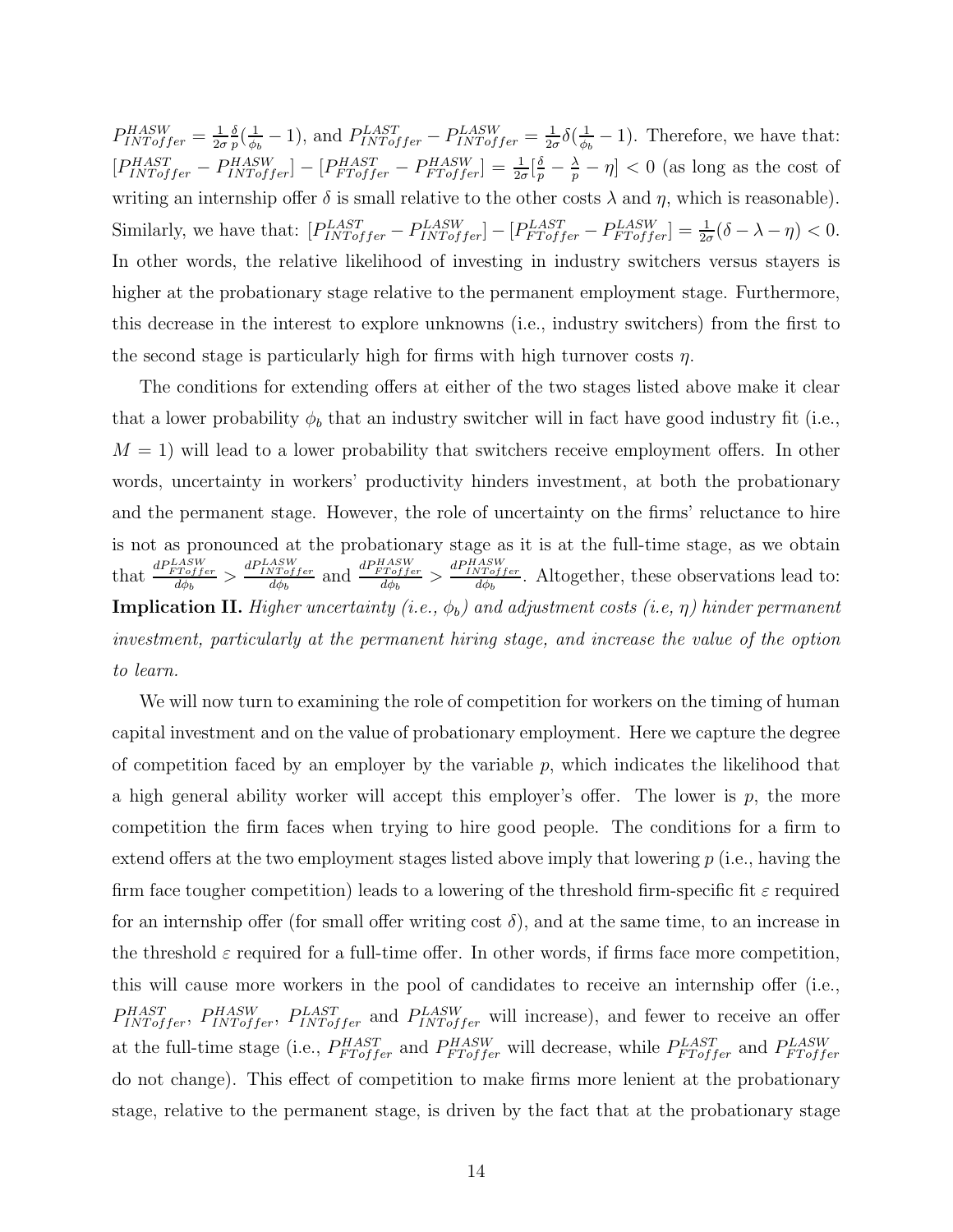$P^{HASW}_{INToffer} = \frac{1}{2\sigma}\frac{\delta}{p}(\frac{1}{\phi_b} - 1)$, and $P^{LAST}_{INToffer} - P^{LASW}_{INToffer} = \frac{1}{2\sigma}\delta(\frac{1}{\phi_b} - 1)$. Therefore, we have that: $[P^{HAST}_{INToffer} - P^{HASW}_{INToffer}] - [P^{HAST}_{FToffer} - P^{HASW}_{FToffer}] = \frac{1}{2\sigma}[\frac{\delta}{p} - \frac{\lambda}{p} - \eta] < 0$ (as long as the cost of writing an internship offer $\delta$ is small relative to the other costs $\lambda$ and $\eta$, which is reasonable). Similarly, we have that: $[P^{LAST}_{INToffer} - P^{LASW}_{INToffer}] - [P^{LAST}_{FToffer} - P^{LASW}_{FToffer}] = \frac{1}{2\sigma}(\delta - \lambda - \eta) < 0$. In other words, the relative likelihood of investing in industry switchers versus stayers is higher at the probationary stage relative to the permanent employment stage. Furthermore, this decrease in the interest to explore unknowns (i.e., industry switchers) from the first to the second stage is particularly high for firms with high turnover costs $\eta$.

The conditions for extending offers at either of the two stages listed above make it clear that a lower probability $\phi_b$ that an industry switcher will in fact have good industry fit (i.e., $M = 1$) will lead to a lower probability that switchers receive employment offers. In other words, uncertainty in workers' productivity hinders investment, at both the probationary and the permanent stage. However, the role of uncertainty on the firms' reluctance to hire is not as pronounced at the probationary stage as it is at the full-time stage, as we obtain that $\frac{dP^{LASW}_{FToffer}}{d\phi_b} > \frac{dP^{LASW}_{INToffer}}{d\phi_b}$ and $\frac{dP^{HASW}_{FToffer}}{d\phi_b} > \frac{dP^{HASW}_{INToffer}}{d\phi_b}$. Altogether, these observations lead to: **Implication II.** *Higher uncertainty (i.e., $\phi_b$) and adjustment costs (i.e, $\eta$) hinder permanent investment, particularly at the permanent hiring stage, and increase the value of the option to learn.*

We will now turn to examining the role of competition for workers on the timing of human capital investment and on the value of probationary employment. Here we capture the degree of competition faced by an employer by the variable $p$, which indicates the likelihood that a high general ability worker will accept this employer's offer. The lower is $p$, the more competition the firm faces when trying to hire good people. The conditions for a firm to extend offers at the two employment stages listed above imply that lowering $p$ (i.e., having the firm face tougher competition) leads to a lowering of the threshold firm-specific fit $\varepsilon$ required for an internship offer (for small offer writing cost $\delta$), and at the same time, to an increase in the threshold $\varepsilon$ required for a full-time offer. In other words, if firms face more competition, this will cause more workers in the pool of candidates to receive an internship offer (i.e., $P^{HAST}_{INToffer}$, $P^{HASW}_{INToffer}$, $P^{LAST}_{INToffer}$ and $P^{LASW}_{INToffer}$ will increase), and fewer to receive an offer at the full-time stage (i.e., $P^{HAST}_{FToffer}$ and $P^{HASW}_{FToffer}$ will decrease, while $P^{LAST}_{FToffer}$ and $P^{LASW}_{FToffer}$ do not change). This effect of competition to make firms more lenient at the probationary stage, relative to the permanent stage, is driven by the fact that at the probationary stage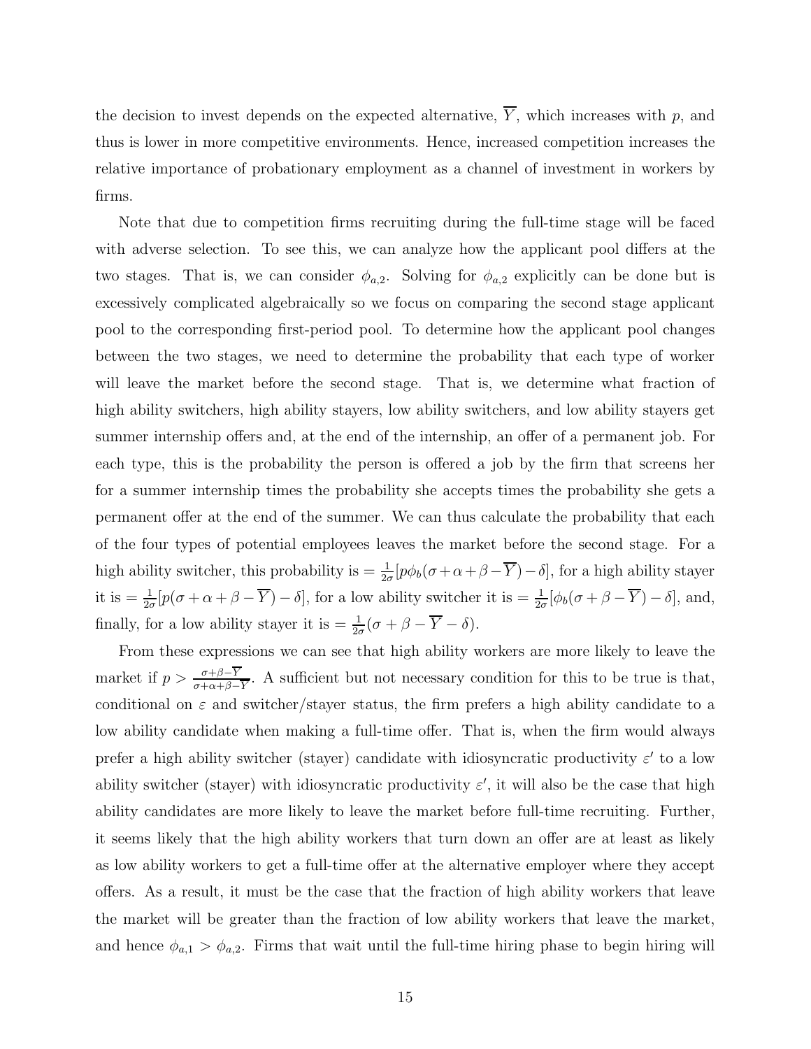the decision to invest depends on the expected alternative, $\overline{Y}$, which increases with $p$, and thus is lower in more competitive environments. Hence, increased competition increases the relative importance of probationary employment as a channel of investment in workers by firms.

Note that due to competition firms recruiting during the full-time stage will be faced with adverse selection. To see this, we can analyze how the applicant pool differs at the two stages. That is, we can consider $\phi_{a,2}$. Solving for $\phi_{a,2}$ explicitly can be done but is excessively complicated algebraically so we focus on comparing the second stage applicant pool to the corresponding first-period pool. To determine how the applicant pool changes between the two stages, we need to determine the probability that each type of worker will leave the market before the second stage. That is, we determine what fraction of high ability switchers, high ability stayers, low ability switchers, and low ability stayers get summer internship offers and, at the end of the internship, an offer of a permanent job. For each type, this is the probability the person is offered a job by the firm that screens her for a summer internship times the probability she accepts times the probability she gets a permanent offer at the end of the summer. We can thus calculate the probability that each of the four types of potential employees leaves the market before the second stage. For a high ability switcher, this probability is $= \frac{1}{2\sigma}[p\phi_b(\sigma+\alpha+\beta-\overline{Y})-\delta]$, for a high ability stayer it is $= \frac{1}{2\sigma}[p(\sigma+\alpha+\beta-\overline{Y})-\delta]$, for a low ability switcher it is $= \frac{1}{2\sigma}[\phi_b(\sigma+\beta-\overline{Y})-\delta]$, and, finally, for a low ability stayer it is $= \frac{1}{2\sigma}(\sigma+\beta-\overline{Y}-\delta)$.

From these expressions we can see that high ability workers are more likely to leave the market if $p > \frac{\sigma+\beta-\overline{Y}}{\sigma+\alpha+\beta-\overline{Y}}$. A sufficient but not necessary condition for this to be true is that, conditional on $\varepsilon$ and switcher/stayer status, the firm prefers a high ability candidate to a low ability candidate when making a full-time offer. That is, when the firm would always prefer a high ability switcher (stayer) candidate with idiosyncratic productivity $\varepsilon'$ to a low ability switcher (stayer) with idiosyncratic productivity $\varepsilon'$, it will also be the case that high ability candidates are more likely to leave the market before full-time recruiting. Further, it seems likely that the high ability workers that turn down an offer are at least as likely as low ability workers to get a full-time offer at the alternative employer where they accept offers. As a result, it must be the case that the fraction of high ability workers that leave the market will be greater than the fraction of low ability workers that leave the market, and hence $\phi_{a,1} > \phi_{a,2}$. Firms that wait until the full-time hiring phase to begin hiring will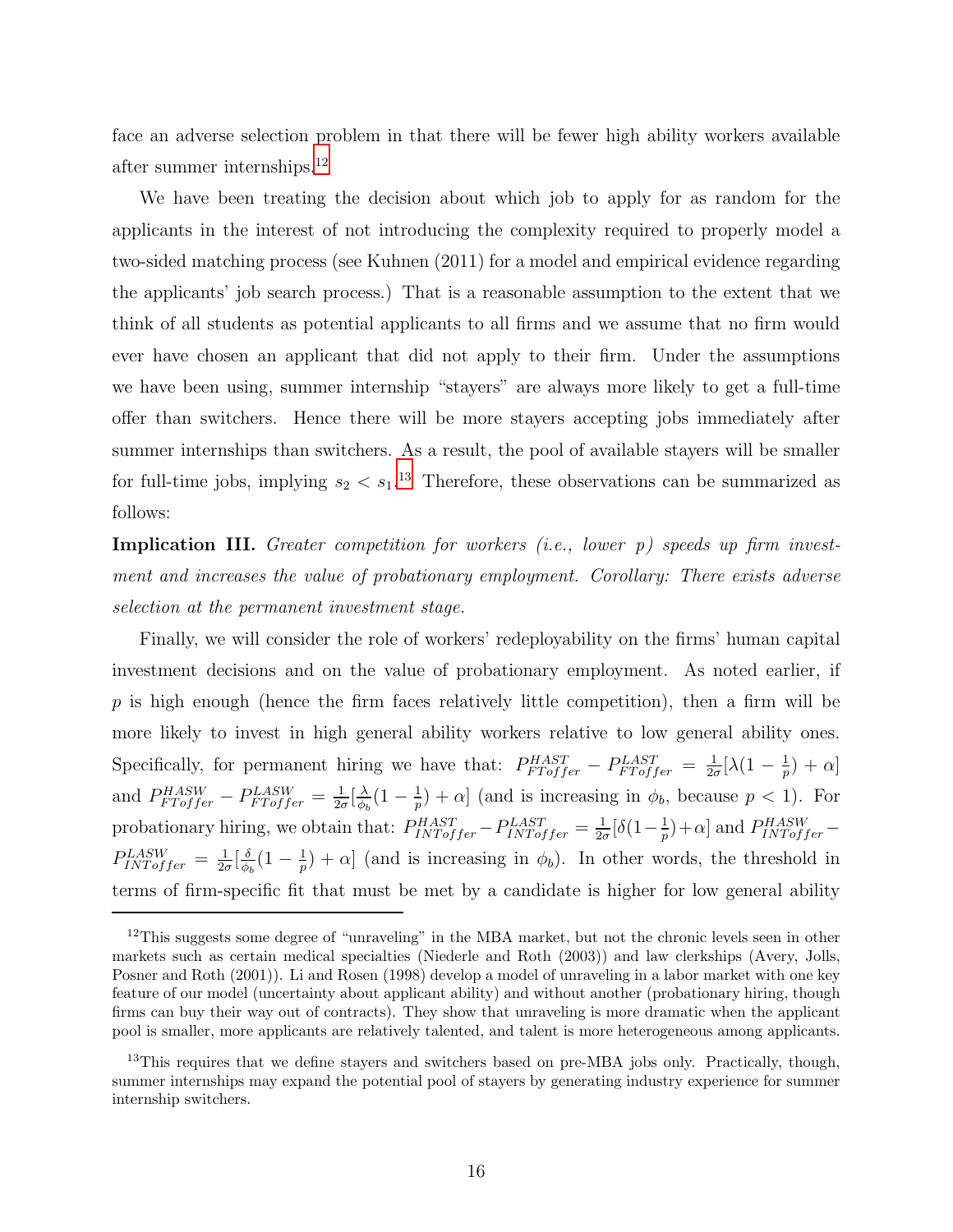face an adverse selection problem in that there will be fewer high ability workers available after summer internships.[12]

We have been treating the decision about which job to apply for as random for the applicants in the interest of not introducing the complexity required to properly model a two-sided matching process (see Kuhnen (2011) for a model and empirical evidence regarding the applicants' job search process.) That is a reasonable assumption to the extent that we think of all students as potential applicants to all firms and we assume that no firm would ever have chosen an applicant that did not apply to their firm. Under the assumptions we have been using, summer internship "stayers" are always more likely to get a full-time offer than switchers. Hence there will be more stayers accepting jobs immediately after summer internships than switchers. As a result, the pool of available stayers will be smaller for full-time jobs, implying $s_2 < s_1$.[13] Therefore, these observations can be summarized as follows:

**Implication III.** *Greater competition for workers (i.e., lower p) speeds up firm investment and increases the value of probationary employment. Corollary: There exists adverse selection at the permanent investment stage.*

Finally, we will consider the role of workers' redeployability on the firms' human capital investment decisions and on the value of probationary employment. As noted earlier, if $p$ is high enough (hence the firm faces relatively little competition), then a firm will be more likely to invest in high general ability workers relative to low general ability ones. Specifically, for permanent hiring we have that: $P^{HAST}_{FToffer} - P^{LAST}_{FToffer} = \frac{1}{2\sigma}[\lambda(1 - \frac{1}{p}) + \alpha]$ and $P^{HASW}_{FToffer} - P^{LASW}_{FToffer} = \frac{1}{2\sigma}[\frac{\lambda}{\phi_b}(1 - \frac{1}{p}) + \alpha]$ (and is increasing in $\phi_b$, because $p < 1$). For probationary hiring, we obtain that: $P^{HAST}_{INToffer} - P^{LAST}_{INToffer} = \frac{1}{2\sigma}[\delta(1 - \frac{1}{p}) + \alpha]$ and $P^{HASW}_{INToffer} - P^{LASW}_{INToffer} = \frac{1}{2\sigma}[\frac{\delta}{\phi_b}(1 - \frac{1}{p}) + \alpha]$ (and is increasing in $\phi_b$). In other words, the threshold in terms of firm-specific fit that must be met by a candidate is higher for low general ability

[12] This suggests some degree of "unraveling" in the MBA market, but not the chronic levels seen in other markets such as certain medical specialties (Niederle and Roth (2003)) and law clerkships (Avery, Jolls, Posner and Roth (2001)). Li and Rosen (1998) develop a model of unraveling in a labor market with one key feature of our model (uncertainty about applicant ability) and without another (probationary hiring, though firms can buy their way out of contracts). They show that unraveling is more dramatic when the applicant pool is smaller, more applicants are relatively talented, and talent is more heterogeneous among applicants.

[13] This requires that we define stayers and switchers based on pre-MBA jobs only. Practically, though, summer internships may expand the potential pool of stayers by generating industry experience for summer internship switchers.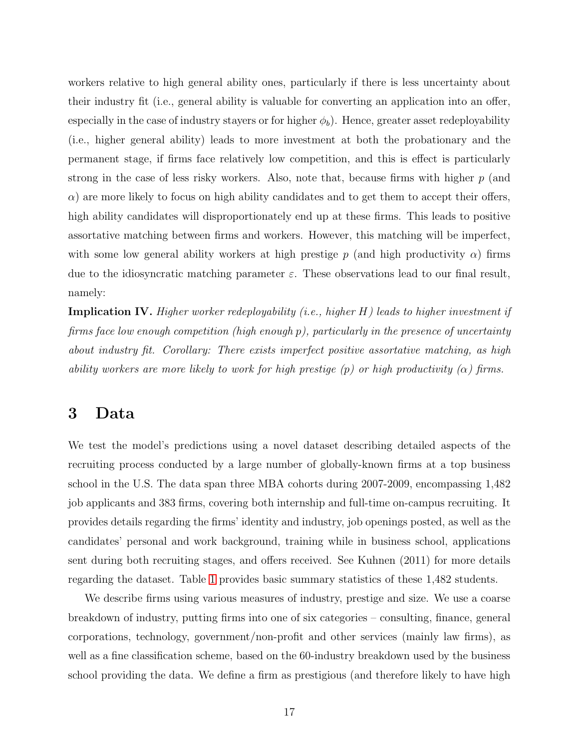workers relative to high general ability ones, particularly if there is less uncertainty about their industry fit (i.e., general ability is valuable for converting an application into an offer, especially in the case of industry stayers or for higher $\phi_b$). Hence, greater asset redeployability (i.e., higher general ability) leads to more investment at both the probationary and the permanent stage, if firms face relatively low competition, and this is effect is particularly strong in the case of less risky workers. Also, note that, because firms with higher $p$ (and $\alpha$) are more likely to focus on high ability candidates and to get them to accept their offers, high ability candidates will disproportionately end up at these firms. This leads to positive assortative matching between firms and workers. However, this matching will be imperfect, with some low general ability workers at high prestige $p$ (and high productivity $\alpha$) firms due to the idiosyncratic matching parameter $\varepsilon$. These observations lead to our final result, namely:

**Implication IV.** *Higher worker redeployability (i.e., higher $H$) leads to higher investment if firms face low enough competition (high enough $p$), particularly in the presence of uncertainty about industry fit. Corollary: There exists imperfect positive assortative matching, as high ability workers are more likely to work for high prestige ($p$) or high productivity ($\alpha$) firms.*

# 3 Data

We test the model's predictions using a novel dataset describing detailed aspects of the recruiting process conducted by a large number of globally-known firms at a top business school in the U.S. The data span three MBA cohorts during 2007-2009, encompassing 1,482 job applicants and 383 firms, covering both internship and full-time on-campus recruiting. It provides details regarding the firms' identity and industry, job openings posted, as well as the candidates' personal and work background, training while in business school, applications sent during both recruiting stages, and offers received. See Kuhnen (2011) for more details regarding the dataset. Table 1 provides basic summary statistics of these 1,482 students.

We describe firms using various measures of industry, prestige and size. We use a coarse breakdown of industry, putting firms into one of six categories – consulting, finance, general corporations, technology, government/non-profit and other services (mainly law firms), as well as a fine classification scheme, based on the 60-industry breakdown used by the business school providing the data. We define a firm as prestigious (and therefore likely to have high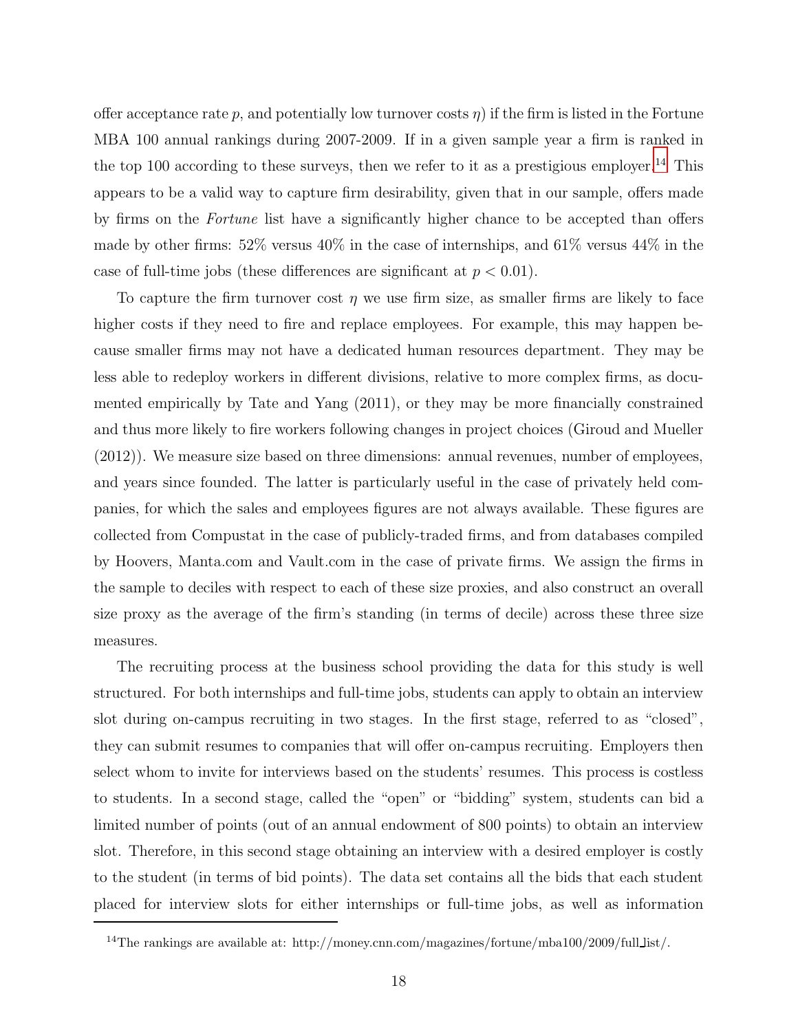offer acceptance rate $p$, and potentially low turnover costs $\eta$) if the firm is listed in the Fortune MBA 100 annual rankings during 2007-2009. If in a given sample year a firm is ranked in the top 100 according to these surveys, then we refer to it as a prestigious employer.[14] This appears to be a valid way to capture firm desirability, given that in our sample, offers made by firms on the *Fortune* list have a significantly higher chance to be accepted than offers made by other firms: 52% versus 40% in the case of internships, and 61% versus 44% in the case of full-time jobs (these differences are significant at $p < 0.01$).

To capture the firm turnover cost $\eta$ we use firm size, as smaller firms are likely to face higher costs if they need to fire and replace employees. For example, this may happen because smaller firms may not have a dedicated human resources department. They may be less able to redeploy workers in different divisions, relative to more complex firms, as documented empirically by Tate and Yang (2011), or they may be more financially constrained and thus more likely to fire workers following changes in project choices (Giroud and Mueller (2012)). We measure size based on three dimensions: annual revenues, number of employees, and years since founded. The latter is particularly useful in the case of privately held companies, for which the sales and employees figures are not always available. These figures are collected from Compustat in the case of publicly-traded firms, and from databases compiled by Hoovers, Manta.com and Vault.com in the case of private firms. We assign the firms in the sample to deciles with respect to each of these size proxies, and also construct an overall size proxy as the average of the firm's standing (in terms of decile) across these three size measures.

The recruiting process at the business school providing the data for this study is well structured. For both internships and full-time jobs, students can apply to obtain an interview slot during on-campus recruiting in two stages. In the first stage, referred to as "closed", they can submit resumes to companies that will offer on-campus recruiting. Employers then select whom to invite for interviews based on the students' resumes. This process is costless to students. In a second stage, called the "open" or "bidding" system, students can bid a limited number of points (out of an annual endowment of 800 points) to obtain an interview slot. Therefore, in this second stage obtaining an interview with a desired employer is costly to the student (in terms of bid points). The data set contains all the bids that each student placed for interview slots for either internships or full-time jobs, as well as information

[14]The rankings are available at: http://money.cnn.com/magazines/fortune/mba100/2009/full_list/.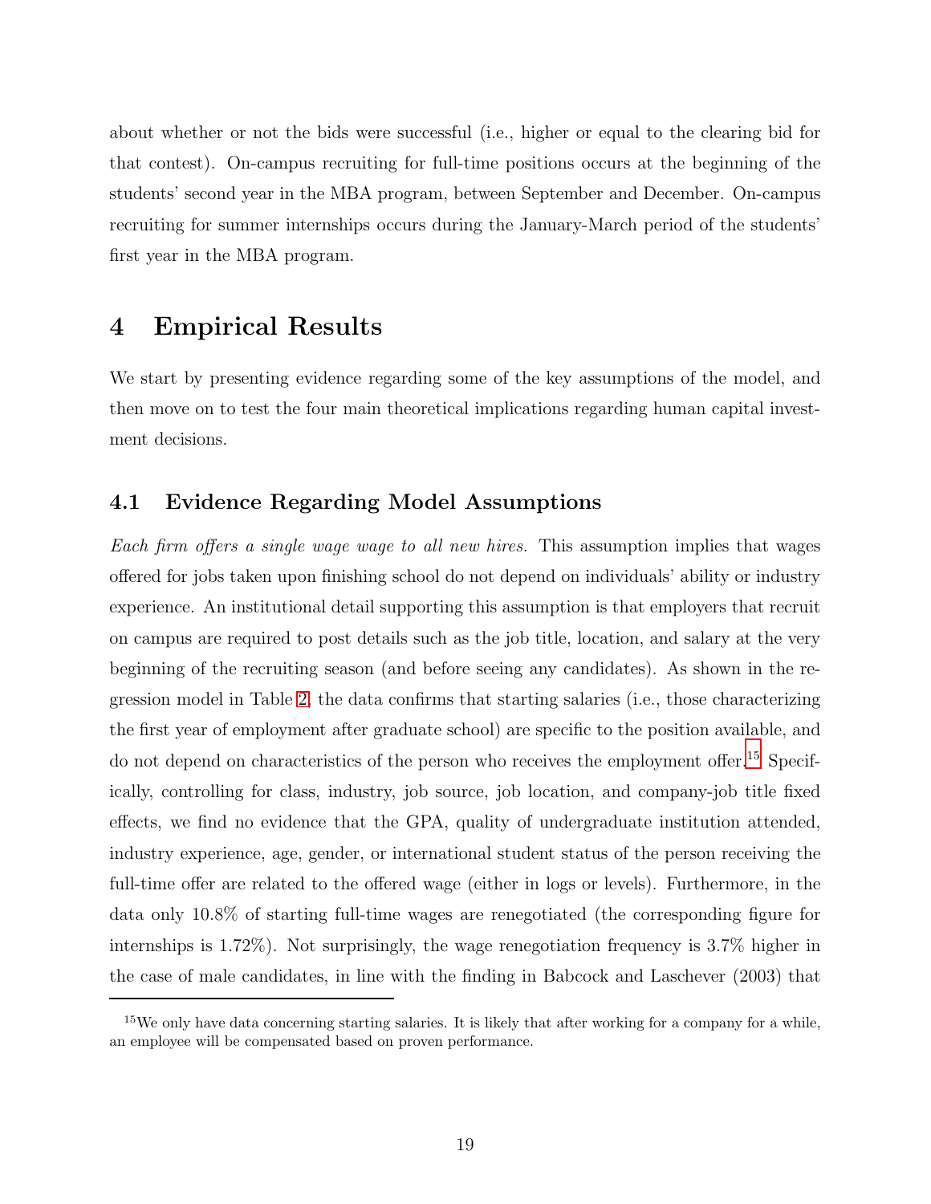about whether or not the bids were successful (i.e., higher or equal to the clearing bid for that contest). On-campus recruiting for full-time positions occurs at the beginning of the students' second year in the MBA program, between September and December. On-campus recruiting for summer internships occurs during the January-March period of the students' first year in the MBA program.

# 4 Empirical Results

We start by presenting evidence regarding some of the key assumptions of the model, and then move on to test the four main theoretical implications regarding human capital investment decisions.

## 4.1 Evidence Regarding Model Assumptions

*Each firm offers a single wage wage to all new hires.* This assumption implies that wages offered for jobs taken upon finishing school do not depend on individuals' ability or industry experience. An institutional detail supporting this assumption is that employers that recruit on campus are required to post details such as the job title, location, and salary at the very beginning of the recruiting season (and before seeing any candidates). As shown in the regression model in Table 2, the data confirms that starting salaries (i.e., those characterizing the first year of employment after graduate school) are specific to the position available, and do not depend on characteristics of the person who receives the employment offer.[15] Specifically, controlling for class, industry, job source, job location, and company-job title fixed effects, we find no evidence that the GPA, quality of undergraduate institution attended, industry experience, age, gender, or international student status of the person receiving the full-time offer are related to the offered wage (either in logs or levels). Furthermore, in the data only 10.8% of starting full-time wages are renegotiated (the corresponding figure for internships is 1.72%). Not surprisingly, the wage renegotiation frequency is 3.7% higher in the case of male candidates, in line with the finding in Babcock and Laschever (2003) that

[15] We only have data concerning starting salaries. It is likely that after working for a company for a while, an employee will be compensated based on proven performance.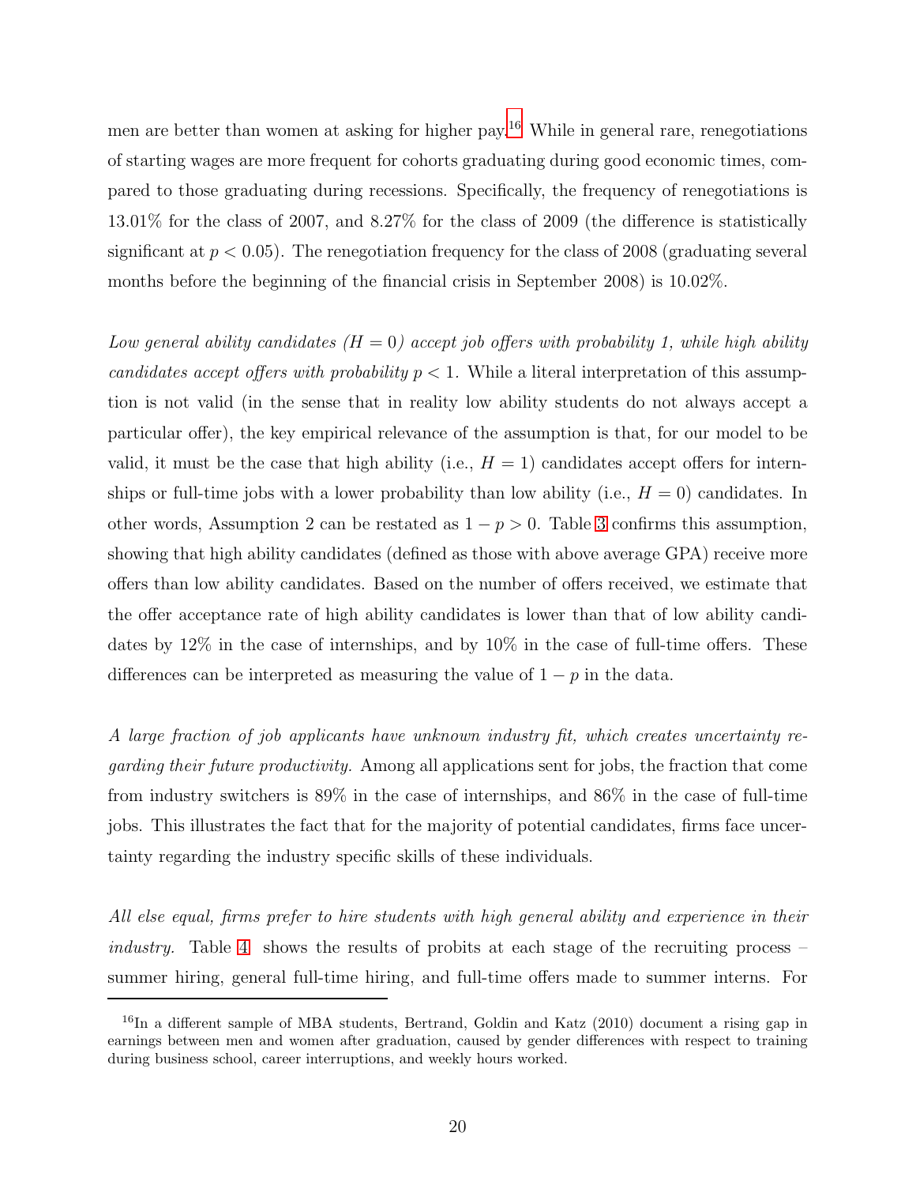men are better than women at asking for higher pay.[16] While in general rare, renegotiations of starting wages are more frequent for cohorts graduating during good economic times, compared to those graduating during recessions. Specifically, the frequency of renegotiations is 13.01% for the class of 2007, and 8.27% for the class of 2009 (the difference is statistically significant at $p < 0.05$). The renegotiation frequency for the class of 2008 (graduating several months before the beginning of the financial crisis in September 2008) is 10.02%.

*Low general ability candidates ($H = 0$) accept job offers with probability 1, while high ability candidates accept offers with probability $p < 1$.* While a literal interpretation of this assumption is not valid (in the sense that in reality low ability students do not always accept a particular offer), the key empirical relevance of the assumption is that, for our model to be valid, it must be the case that high ability (i.e., $H = 1$) candidates accept offers for internships or full-time jobs with a lower probability than low ability (i.e., $H = 0$) candidates. In other words, Assumption 2 can be restated as $1 - p > 0$. Table 3 confirms this assumption, showing that high ability candidates (defined as those with above average GPA) receive more offers than low ability candidates. Based on the number of offers received, we estimate that the offer acceptance rate of high ability candidates is lower than that of low ability candidates by 12% in the case of internships, and by 10% in the case of full-time offers. These differences can be interpreted as measuring the value of $1 - p$ in the data.

*A large fraction of job applicants have unknown industry fit, which creates uncertainty regarding their future productivity.* Among all applications sent for jobs, the fraction that come from industry switchers is 89% in the case of internships, and 86% in the case of full-time jobs. This illustrates the fact that for the majority of potential candidates, firms face uncertainty regarding the industry specific skills of these individuals.

*All else equal, firms prefer to hire students with high general ability and experience in their industry.* Table 4 shows the results of probits at each stage of the recruiting process – summer hiring, general full-time hiring, and full-time offers made to summer interns. For

[16] In a different sample of MBA students, Bertrand, Goldin and Katz (2010) document a rising gap in earnings between men and women after graduation, caused by gender differences with respect to training during business school, career interruptions, and weekly hours worked.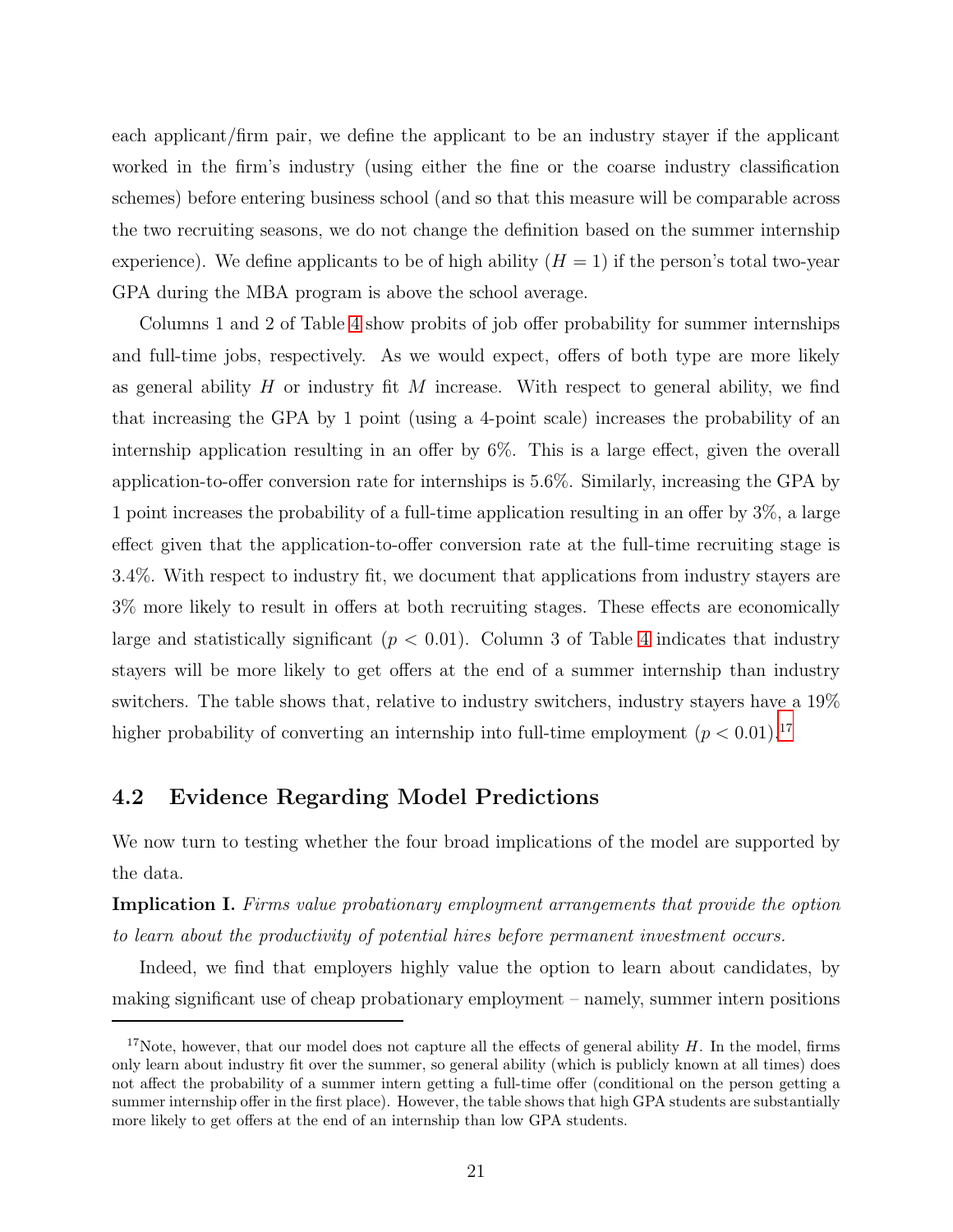each applicant/firm pair, we define the applicant to be an industry stayer if the applicant worked in the firm's industry (using either the fine or the coarse industry classification schemes) before entering business school (and so that this measure will be comparable across the two recruiting seasons, we do not change the definition based on the summer internship experience). We define applicants to be of high ability ($H = 1$) if the person's total two-year GPA during the MBA program is above the school average.

Columns 1 and 2 of Table 4 show probits of job offer probability for summer internships and full-time jobs, respectively. As we would expect, offers of both type are more likely as general ability $H$ or industry fit $M$ increase. With respect to general ability, we find that increasing the GPA by 1 point (using a 4-point scale) increases the probability of an internship application resulting in an offer by 6%. This is a large effect, given the overall application-to-offer conversion rate for internships is 5.6%. Similarly, increasing the GPA by 1 point increases the probability of a full-time application resulting in an offer by 3%, a large effect given that the application-to-offer conversion rate at the full-time recruiting stage is 3.4%. With respect to industry fit, we document that applications from industry stayers are 3% more likely to result in offers at both recruiting stages. These effects are economically large and statistically significant ($p < 0.01$). Column 3 of Table 4 indicates that industry stayers will be more likely to get offers at the end of a summer internship than industry switchers. The table shows that, relative to industry switchers, industry stayers have a 19% higher probability of converting an internship into full-time employment ($p < 0.01$).[17]

## 4.2 Evidence Regarding Model Predictions

We now turn to testing whether the four broad implications of the model are supported by the data.

**Implication I.** *Firms value probationary employment arrangements that provide the option to learn about the productivity of potential hires before permanent investment occurs.*

Indeed, we find that employers highly value the option to learn about candidates, by making significant use of cheap probationary employment – namely, summer intern positions

[17] Note, however, that our model does not capture all the effects of general ability $H$. In the model, firms only learn about industry fit over the summer, so general ability (which is publicly known at all times) does not affect the probability of a summer intern getting a full-time offer (conditional on the person getting a summer internship offer in the first place). However, the table shows that high GPA students are substantially more likely to get offers at the end of an internship than low GPA students.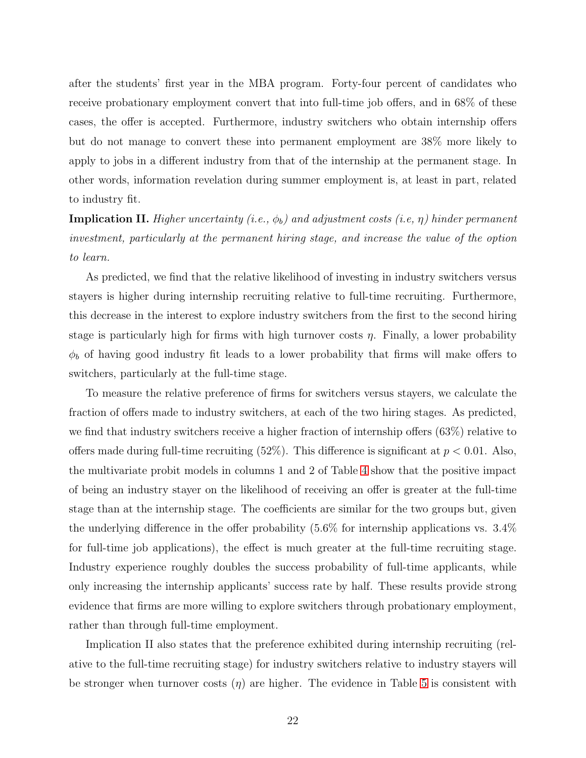after the students' first year in the MBA program. Forty-four percent of candidates who receive probationary employment convert that into full-time job offers, and in 68% of these cases, the offer is accepted. Furthermore, industry switchers who obtain internship offers but do not manage to convert these into permanent employment are 38% more likely to apply to jobs in a different industry from that of the internship at the permanent stage. In other words, information revelation during summer employment is, at least in part, related to industry fit.

**Implication II.** *Higher uncertainty (i.e., $\phi_b$) and adjustment costs (i.e, $\eta$) hinder permanent investment, particularly at the permanent hiring stage, and increase the value of the option to learn.*

As predicted, we find that the relative likelihood of investing in industry switchers versus stayers is higher during internship recruiting relative to full-time recruiting. Furthermore, this decrease in the interest to explore industry switchers from the first to the second hiring stage is particularly high for firms with high turnover costs $\eta$. Finally, a lower probability $\phi_b$ of having good industry fit leads to a lower probability that firms will make offers to switchers, particularly at the full-time stage.

To measure the relative preference of firms for switchers versus stayers, we calculate the fraction of offers made to industry switchers, at each of the two hiring stages. As predicted, we find that industry switchers receive a higher fraction of internship offers (63%) relative to offers made during full-time recruiting (52%). This difference is significant at $p < 0.01$. Also, the multivariate probit models in columns 1 and 2 of Table 4 show that the positive impact of being an industry stayer on the likelihood of receiving an offer is greater at the full-time stage than at the internship stage. The coefficients are similar for the two groups but, given the underlying difference in the offer probability (5.6% for internship applications vs. 3.4% for full-time job applications), the effect is much greater at the full-time recruiting stage. Industry experience roughly doubles the success probability of full-time applicants, while only increasing the internship applicants' success rate by half. These results provide strong evidence that firms are more willing to explore switchers through probationary employment, rather than through full-time employment.

Implication II also states that the preference exhibited during internship recruiting (relative to the full-time recruiting stage) for industry switchers relative to industry stayers will be stronger when turnover costs ($\eta$) are higher. The evidence in Table 5 is consistent with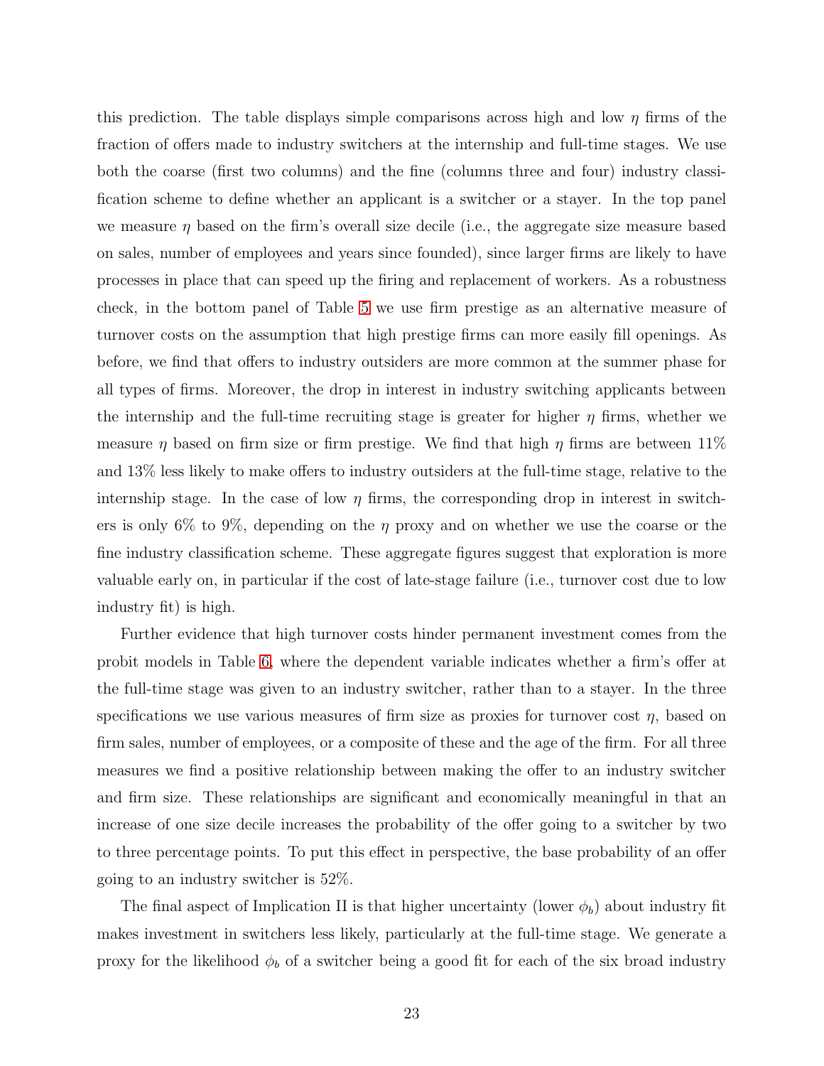this prediction. The table displays simple comparisons across high and low $\eta$ firms of the fraction of offers made to industry switchers at the internship and full-time stages. We use both the coarse (first two columns) and the fine (columns three and four) industry classification scheme to define whether an applicant is a switcher or a stayer. In the top panel we measure $\eta$ based on the firm's overall size decile (i.e., the aggregate size measure based on sales, number of employees and years since founded), since larger firms are likely to have processes in place that can speed up the firing and replacement of workers. As a robustness check, in the bottom panel of Table 5 we use firm prestige as an alternative measure of turnover costs on the assumption that high prestige firms can more easily fill openings. As before, we find that offers to industry outsiders are more common at the summer phase for all types of firms. Moreover, the drop in interest in industry switching applicants between the internship and the full-time recruiting stage is greater for higher $\eta$ firms, whether we measure $\eta$ based on firm size or firm prestige. We find that high $\eta$ firms are between 11% and 13% less likely to make offers to industry outsiders at the full-time stage, relative to the internship stage. In the case of low $\eta$ firms, the corresponding drop in interest in switchers is only 6% to 9%, depending on the $\eta$ proxy and on whether we use the coarse or the fine industry classification scheme. These aggregate figures suggest that exploration is more valuable early on, in particular if the cost of late-stage failure (i.e., turnover cost due to low industry fit) is high.

Further evidence that high turnover costs hinder permanent investment comes from the probit models in Table 6, where the dependent variable indicates whether a firm's offer at the full-time stage was given to an industry switcher, rather than to a stayer. In the three specifications we use various measures of firm size as proxies for turnover cost $\eta$, based on firm sales, number of employees, or a composite of these and the age of the firm. For all three measures we find a positive relationship between making the offer to an industry switcher and firm size. These relationships are significant and economically meaningful in that an increase of one size decile increases the probability of the offer going to a switcher by two to three percentage points. To put this effect in perspective, the base probability of an offer going to an industry switcher is 52%.

The final aspect of Implication II is that higher uncertainty (lower $\phi_b$) about industry fit makes investment in switchers less likely, particularly at the full-time stage. We generate a proxy for the likelihood $\phi_b$ of a switcher being a good fit for each of the six broad industry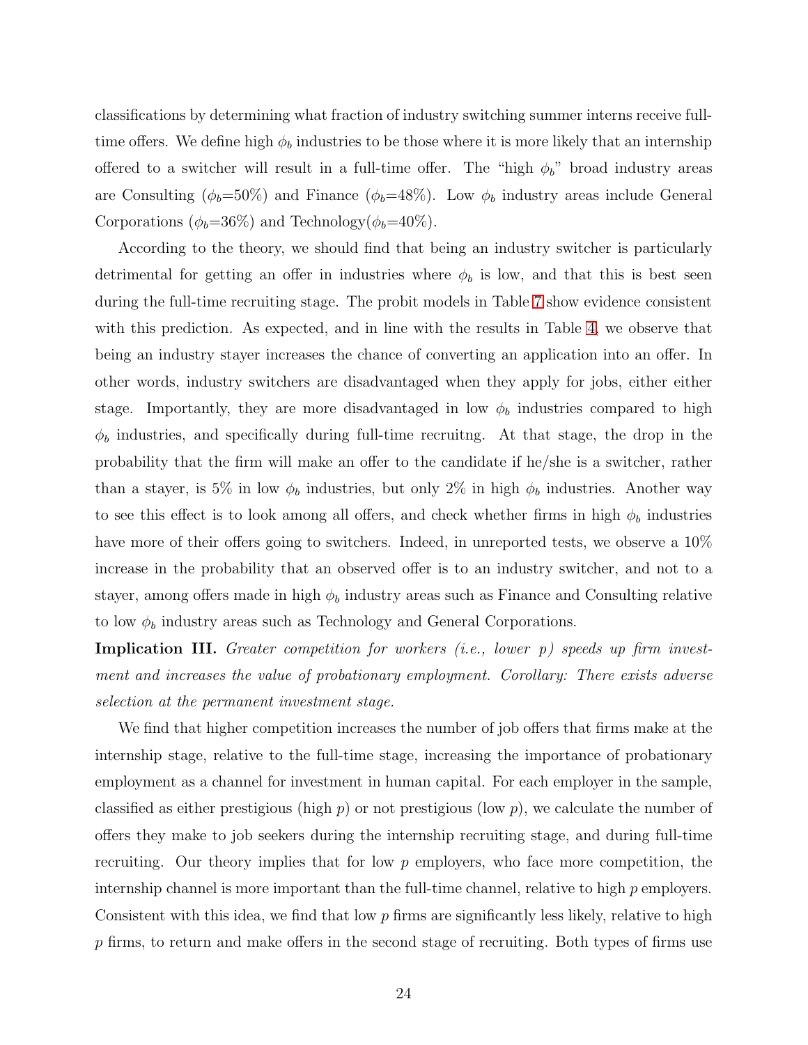classifications by determining what fraction of industry switching summer interns receive full-time offers. We define high $\phi_b$ industries to be those where it is more likely that an internship offered to a switcher will result in a full-time offer. The "high $\phi_b$" broad industry areas are Consulting ($\phi_b$=50%) and Finance ($\phi_b$=48%). Low $\phi_b$ industry areas include General Corporations ($\phi_b$=36%) and Technology($\phi_b$=40%).

According to the theory, we should find that being an industry switcher is particularly detrimental for getting an offer in industries where $\phi_b$ is low, and that this is best seen during the full-time recruiting stage. The probit models in Table 7 show evidence consistent with this prediction. As expected, and in line with the results in Table 4, we observe that being an industry stayer increases the chance of converting an application into an offer. In other words, industry switchers are disadvantaged when they apply for jobs, either either stage. Importantly, they are more disadvantaged in low $\phi_b$ industries compared to high $\phi_b$ industries, and specifically during full-time recruitng. At that stage, the drop in the probability that the firm will make an offer to the candidate if he/she is a switcher, rather than a stayer, is 5% in low $\phi_b$ industries, but only 2% in high $\phi_b$ industries. Another way to see this effect is to look among all offers, and check whether firms in high $\phi_b$ industries have more of their offers going to switchers. Indeed, in unreported tests, we observe a 10% increase in the probability that an observed offer is to an industry switcher, and not to a stayer, among offers made in high $\phi_b$ industry areas such as Finance and Consulting relative to low $\phi_b$ industry areas such as Technology and General Corporations.

**Implication III.** *Greater competition for workers (i.e., lower $p$) speeds up firm investment and increases the value of probationary employment. Corollary: There exists adverse selection at the permanent investment stage.*

We find that higher competition increases the number of job offers that firms make at the internship stage, relative to the full-time stage, increasing the importance of probationary employment as a channel for investment in human capital. For each employer in the sample, classified as either prestigious (high $p$) or not prestigious (low $p$), we calculate the number of offers they make to job seekers during the internship recruiting stage, and during full-time recruiting. Our theory implies that for low $p$ employers, who face more competition, the internship channel is more important than the full-time channel, relative to high $p$ employers. Consistent with this idea, we find that low $p$ firms are significantly less likely, relative to high $p$ firms, to return and make offers in the second stage of recruiting. Both types of firms use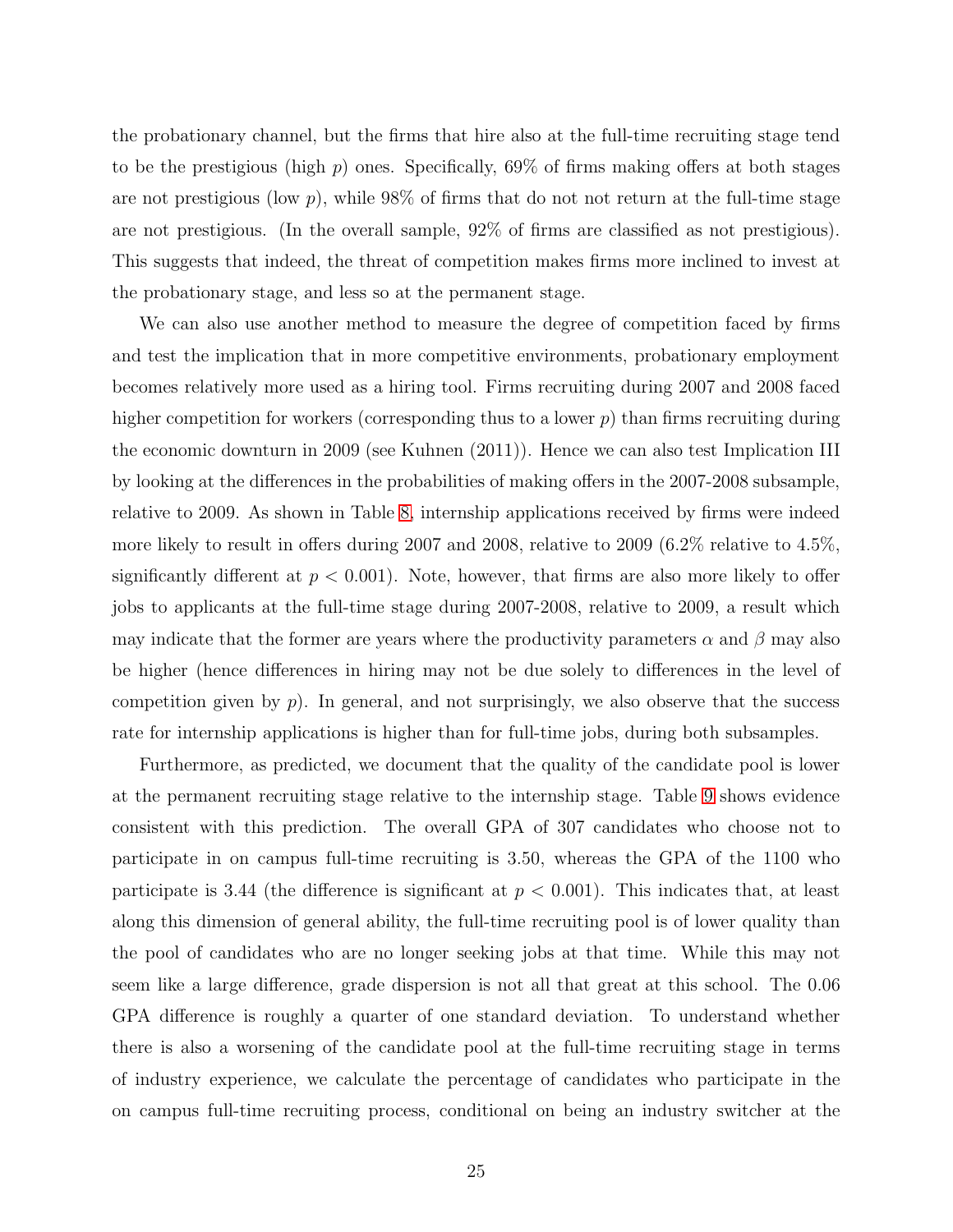the probationary channel, but the firms that hire also at the full-time recruiting stage tend to be the prestigious (high $p$) ones. Specifically, 69% of firms making offers at both stages are not prestigious (low $p$), while 98% of firms that do not not return at the full-time stage are not prestigious. (In the overall sample, 92% of firms are classified as not prestigious). This suggests that indeed, the threat of competition makes firms more inclined to invest at the probationary stage, and less so at the permanent stage.

We can also use another method to measure the degree of competition faced by firms and test the implication that in more competitive environments, probationary employment becomes relatively more used as a hiring tool. Firms recruiting during 2007 and 2008 faced higher competition for workers (corresponding thus to a lower $p$) than firms recruiting during the economic downturn in 2009 (see Kuhnen (2011)). Hence we can also test Implication III by looking at the differences in the probabilities of making offers in the 2007-2008 subsample, relative to 2009. As shown in Table 8, internship applications received by firms were indeed more likely to result in offers during 2007 and 2008, relative to 2009 (6.2% relative to 4.5%, significantly different at $p < 0.001$). Note, however, that firms are also more likely to offer jobs to applicants at the full-time stage during 2007-2008, relative to 2009, a result which may indicate that the former are years where the productivity parameters $\alpha$ and $\beta$ may also be higher (hence differences in hiring may not be due solely to differences in the level of competition given by $p$). In general, and not surprisingly, we also observe that the success rate for internship applications is higher than for full-time jobs, during both subsamples.

Furthermore, as predicted, we document that the quality of the candidate pool is lower at the permanent recruiting stage relative to the internship stage. Table 9 shows evidence consistent with this prediction. The overall GPA of 307 candidates who choose not to participate in on campus full-time recruiting is 3.50, whereas the GPA of the 1100 who participate is 3.44 (the difference is significant at $p < 0.001$). This indicates that, at least along this dimension of general ability, the full-time recruiting pool is of lower quality than the pool of candidates who are no longer seeking jobs at that time. While this may not seem like a large difference, grade dispersion is not all that great at this school. The 0.06 GPA difference is roughly a quarter of one standard deviation. To understand whether there is also a worsening of the candidate pool at the full-time recruiting stage in terms of industry experience, we calculate the percentage of candidates who participate in the on campus full-time recruiting process, conditional on being an industry switcher at the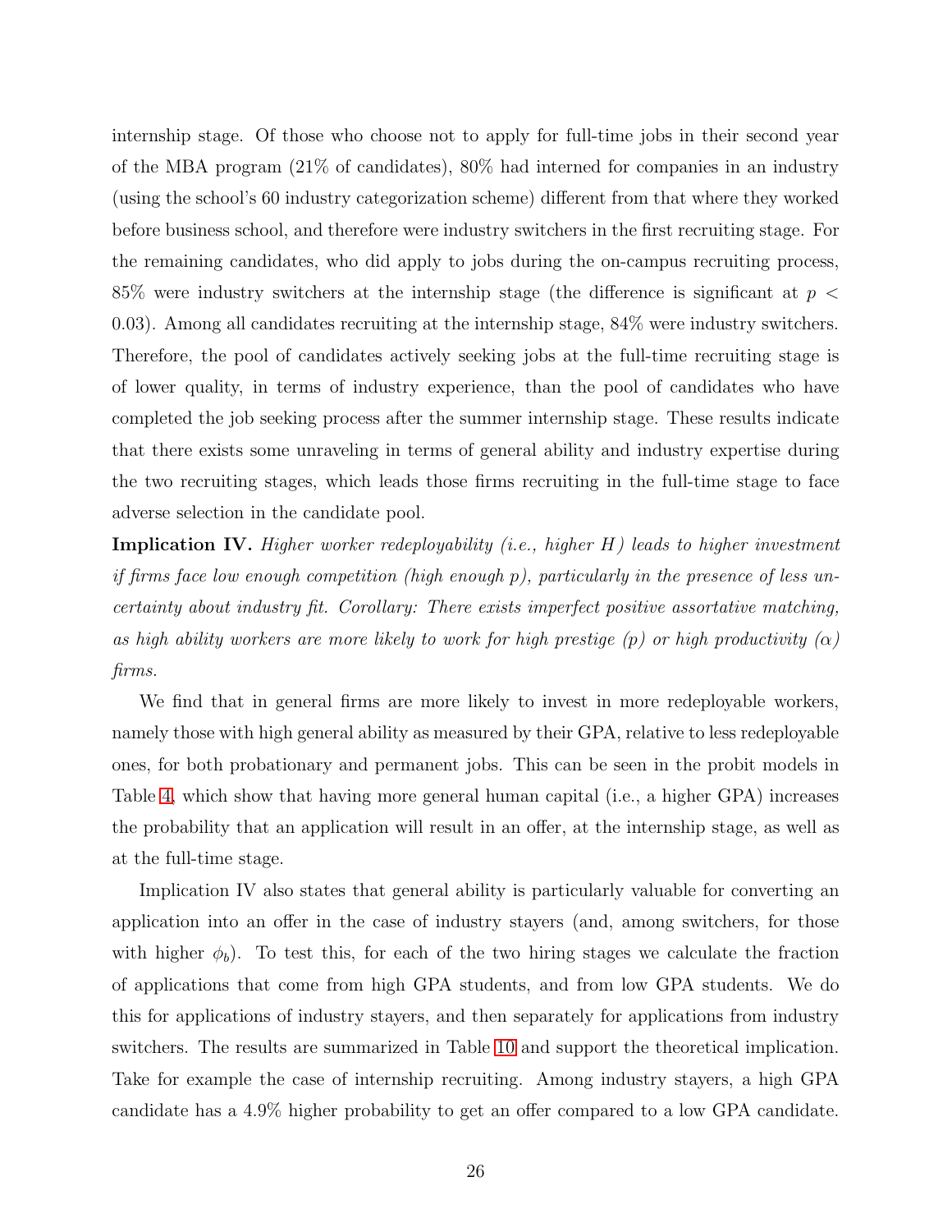internship stage. Of those who choose not to apply for full-time jobs in their second year of the MBA program (21% of candidates), 80% had interned for companies in an industry (using the school's 60 industry categorization scheme) different from that where they worked before business school, and therefore were industry switchers in the first recruiting stage. For the remaining candidates, who did apply to jobs during the on-campus recruiting process, 85% were industry switchers at the internship stage (the difference is significant at $p < 0.03$). Among all candidates recruiting at the internship stage, 84% were industry switchers. Therefore, the pool of candidates actively seeking jobs at the full-time recruiting stage is of lower quality, in terms of industry experience, than the pool of candidates who have completed the job seeking process after the summer internship stage. These results indicate that there exists some unraveling in terms of general ability and industry expertise during the two recruiting stages, which leads those firms recruiting in the full-time stage to face adverse selection in the candidate pool.

**Implication IV.** *Higher worker redeployability (i.e., higher $H$) leads to higher investment if firms face low enough competition (high enough $p$), particularly in the presence of less uncertainty about industry fit. Corollary: There exists imperfect positive assortative matching, as high ability workers are more likely to work for high prestige ($p$) or high productivity ($\alpha$) firms.*

We find that in general firms are more likely to invest in more redeployable workers, namely those with high general ability as measured by their GPA, relative to less redeployable ones, for both probationary and permanent jobs. This can be seen in the probit models in Table 4, which show that having more general human capital (i.e., a higher GPA) increases the probability that an application will result in an offer, at the internship stage, as well as at the full-time stage.

Implication IV also states that general ability is particularly valuable for converting an application into an offer in the case of industry stayers (and, among switchers, for those with higher $\phi_b$). To test this, for each of the two hiring stages we calculate the fraction of applications that come from high GPA students, and from low GPA students. We do this for applications of industry stayers, and then separately for applications from industry switchers. The results are summarized in Table 10 and support the theoretical implication. Take for example the case of internship recruiting. Among industry stayers, a high GPA candidate has a 4.9% higher probability to get an offer compared to a low GPA candidate.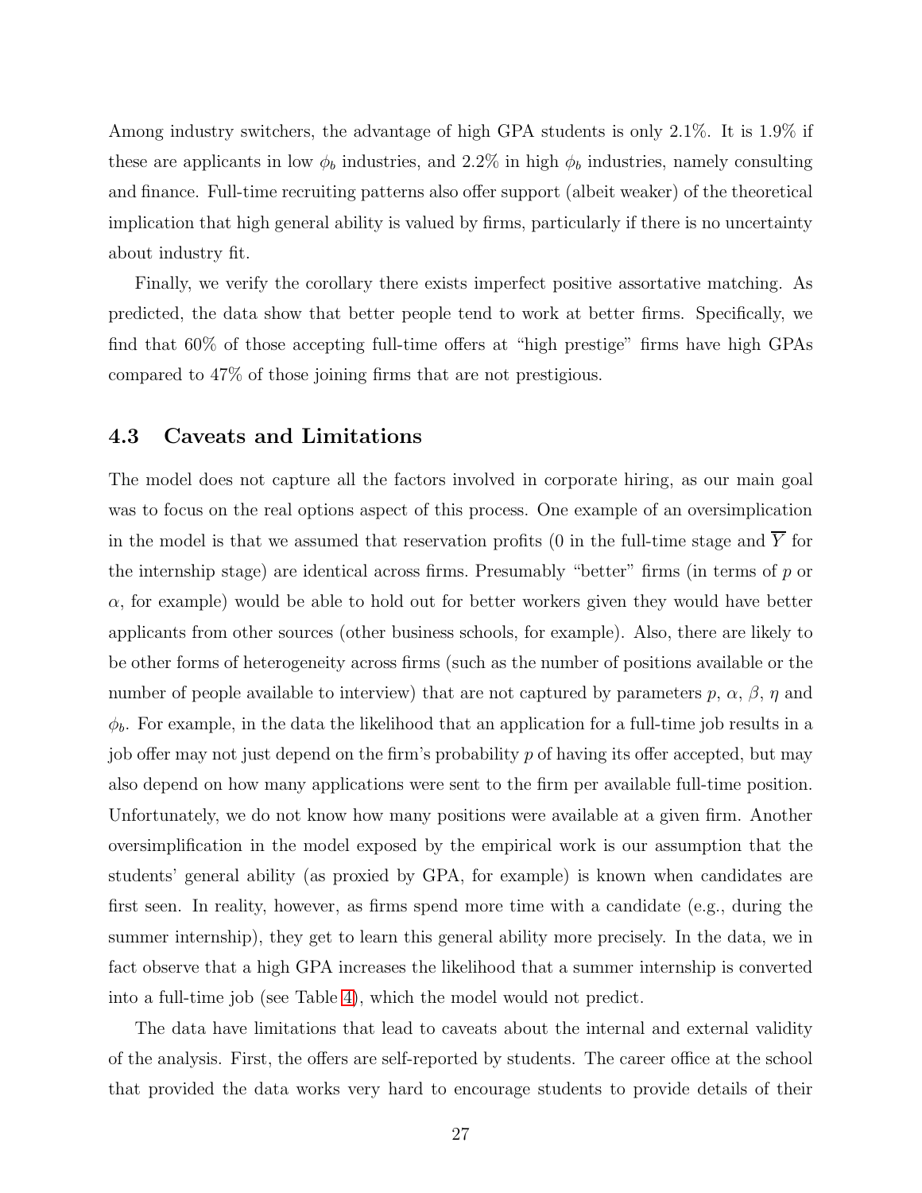Among industry switchers, the advantage of high GPA students is only 2.1%. It is 1.9% if these are applicants in low $\phi_b$ industries, and 2.2% in high $\phi_b$ industries, namely consulting and finance. Full-time recruiting patterns also offer support (albeit weaker) of the theoretical implication that high general ability is valued by firms, particularly if there is no uncertainty about industry fit.

Finally, we verify the corollary there exists imperfect positive assortative matching. As predicted, the data show that better people tend to work at better firms. Specifically, we find that 60% of those accepting full-time offers at "high prestige" firms have high GPAs compared to 47% of those joining firms that are not prestigious.

### 4.3 Caveats and Limitations

The model does not capture all the factors involved in corporate hiring, as our main goal was to focus on the real options aspect of this process. One example of an oversimplication in the model is that we assumed that reservation profits (0 in the full-time stage and $\overline{Y}$ for the internship stage) are identical across firms. Presumably "better" firms (in terms of $p$ or $\alpha$, for example) would be able to hold out for better workers given they would have better applicants from other sources (other business schools, for example). Also, there are likely to be other forms of heterogeneity across firms (such as the number of positions available or the number of people available to interview) that are not captured by parameters $p$, $\alpha$, $\beta$, $\eta$ and $\phi_b$. For example, in the data the likelihood that an application for a full-time job results in a job offer may not just depend on the firm's probability $p$ of having its offer accepted, but may also depend on how many applications were sent to the firm per available full-time position. Unfortunately, we do not know how many positions were available at a given firm. Another oversimplification in the model exposed by the empirical work is our assumption that the students' general ability (as proxied by GPA, for example) is known when candidates are first seen. In reality, however, as firms spend more time with a candidate (e.g., during the summer internship), they get to learn this general ability more precisely. In the data, we in fact observe that a high GPA increases the likelihood that a summer internship is converted into a full-time job (see Table 4), which the model would not predict.

The data have limitations that lead to caveats about the internal and external validity of the analysis. First, the offers are self-reported by students. The career office at the school that provided the data works very hard to encourage students to provide details of their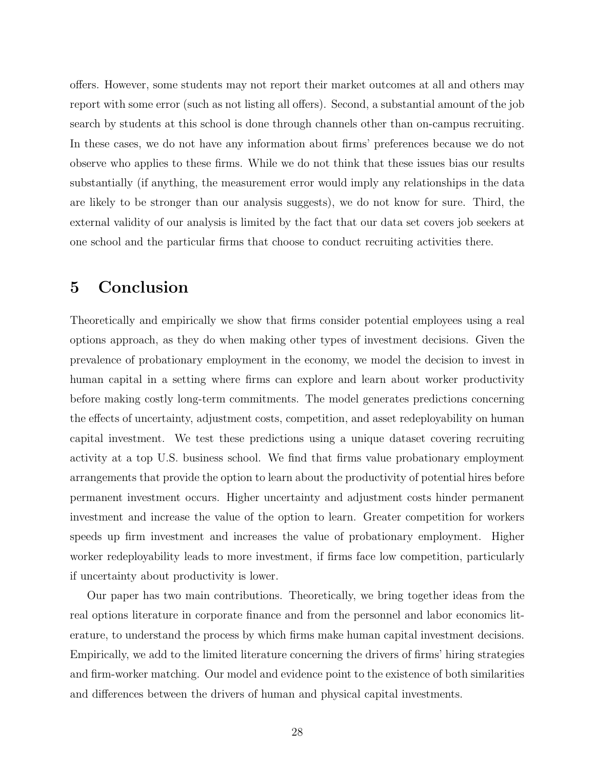offers. However, some students may not report their market outcomes at all and others may report with some error (such as not listing all offers). Second, a substantial amount of the job search by students at this school is done through channels other than on-campus recruiting. In these cases, we do not have any information about firms' preferences because we do not observe who applies to these firms. While we do not think that these issues bias our results substantially (if anything, the measurement error would imply any relationships in the data are likely to be stronger than our analysis suggests), we do not know for sure. Third, the external validity of our analysis is limited by the fact that our data set covers job seekers at one school and the particular firms that choose to conduct recruiting activities there.

# 5 Conclusion

Theoretically and empirically we show that firms consider potential employees using a real options approach, as they do when making other types of investment decisions. Given the prevalence of probationary employment in the economy, we model the decision to invest in human capital in a setting where firms can explore and learn about worker productivity before making costly long-term commitments. The model generates predictions concerning the effects of uncertainty, adjustment costs, competition, and asset redeployability on human capital investment. We test these predictions using a unique dataset covering recruiting activity at a top U.S. business school. We find that firms value probationary employment arrangements that provide the option to learn about the productivity of potential hires before permanent investment occurs. Higher uncertainty and adjustment costs hinder permanent investment and increase the value of the option to learn. Greater competition for workers speeds up firm investment and increases the value of probationary employment. Higher worker redeployability leads to more investment, if firms face low competition, particularly if uncertainty about productivity is lower.

Our paper has two main contributions. Theoretically, we bring together ideas from the real options literature in corporate finance and from the personnel and labor economics literature, to understand the process by which firms make human capital investment decisions. Empirically, we add to the limited literature concerning the drivers of firms' hiring strategies and firm-worker matching. Our model and evidence point to the existence of both similarities and differences between the drivers of human and physical capital investments.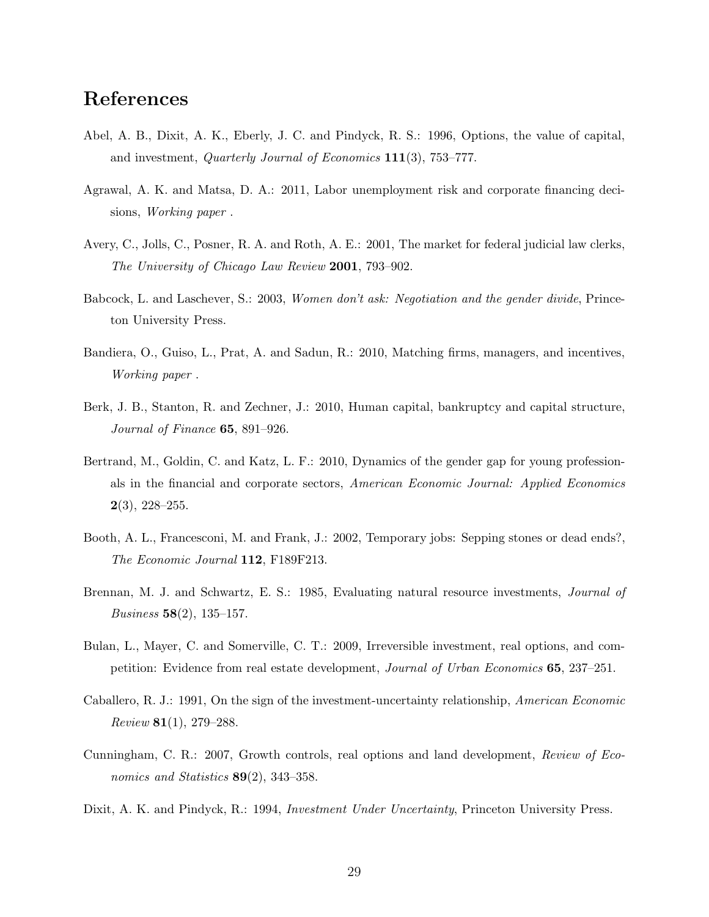# References

Abel, A. B., Dixit, A. K., Eberly, J. C. and Pindyck, R. S.: 1996, Options, the value of capital, and investment, *Quarterly Journal of Economics* **111**(3), 753–777.

Agrawal, A. K. and Matsa, D. A.: 2011, Labor unemployment risk and corporate financing decisions, *Working paper* .

Avery, C., Jolls, C., Posner, R. A. and Roth, A. E.: 2001, The market for federal judicial law clerks, *The University of Chicago Law Review* **2001**, 793–902.

Babcock, L. and Laschever, S.: 2003, *Women don't ask: Negotiation and the gender divide*, Princeton University Press.

Bandiera, O., Guiso, L., Prat, A. and Sadun, R.: 2010, Matching firms, managers, and incentives, *Working paper* .

Berk, J. B., Stanton, R. and Zechner, J.: 2010, Human capital, bankruptcy and capital structure, *Journal of Finance* **65**, 891–926.

Bertrand, M., Goldin, C. and Katz, L. F.: 2010, Dynamics of the gender gap for young professionals in the financial and corporate sectors, *American Economic Journal: Applied Economics* **2**(3), 228–255.

Booth, A. L., Francesconi, M. and Frank, J.: 2002, Temporary jobs: Sepping stones or dead ends?, *The Economic Journal* **112**, F189F213.

Brennan, M. J. and Schwartz, E. S.: 1985, Evaluating natural resource investments, *Journal of Business* **58**(2), 135–157.

Bulan, L., Mayer, C. and Somerville, C. T.: 2009, Irreversible investment, real options, and competition: Evidence from real estate development, *Journal of Urban Economics* **65**, 237–251.

Caballero, R. J.: 1991, On the sign of the investment-uncertainty relationship, *American Economic Review* **81**(1), 279–288.

Cunningham, C. R.: 2007, Growth controls, real options and land development, *Review of Economics and Statistics* **89**(2), 343–358.

Dixit, A. K. and Pindyck, R.: 1994, *Investment Under Uncertainty*, Princeton University Press.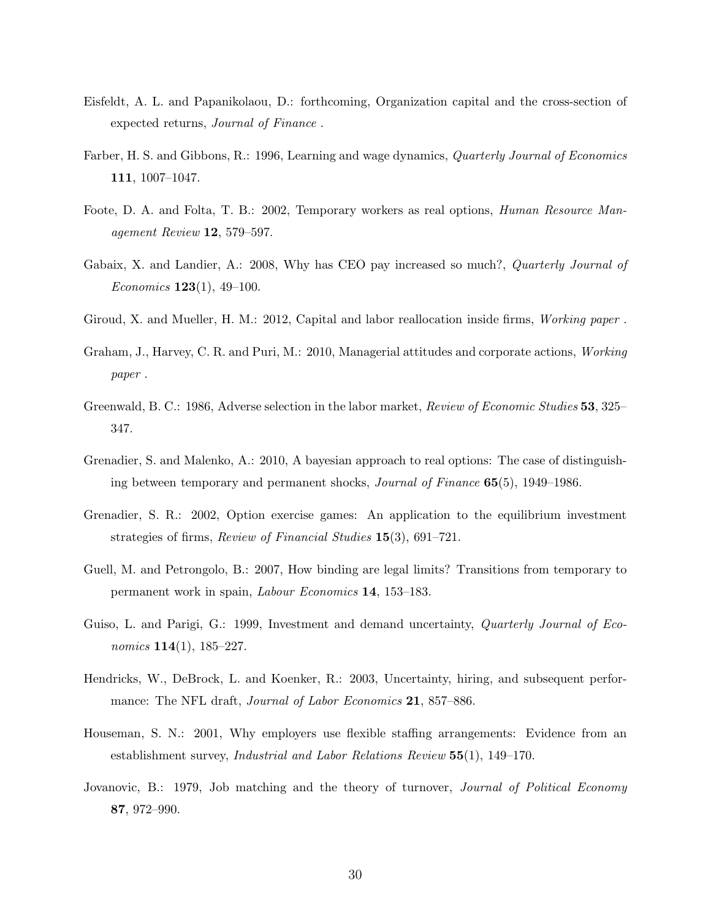Eisfeldt, A. L. and Papanikolaou, D.: forthcoming, Organization capital and the cross-section of expected returns, *Journal of Finance* .

Farber, H. S. and Gibbons, R.: 1996, Learning and wage dynamics, *Quarterly Journal of Economics* **111**, 1007–1047.

Foote, D. A. and Folta, T. B.: 2002, Temporary workers as real options, *Human Resource Management Review* **12**, 579–597.

Gabaix, X. and Landier, A.: 2008, Why has CEO pay increased so much?, *Quarterly Journal of Economics* **123**(1), 49–100.

Giroud, X. and Mueller, H. M.: 2012, Capital and labor reallocation inside firms, *Working paper* .

Graham, J., Harvey, C. R. and Puri, M.: 2010, Managerial attitudes and corporate actions, *Working paper* .

Greenwald, B. C.: 1986, Adverse selection in the labor market, *Review of Economic Studies* **53**, 325–347.

Grenadier, S. and Malenko, A.: 2010, A bayesian approach to real options: The case of distinguishing between temporary and permanent shocks, *Journal of Finance* **65**(5), 1949–1986.

Grenadier, S. R.: 2002, Option exercise games: An application to the equilibrium investment strategies of firms, *Review of Financial Studies* **15**(3), 691–721.

Guell, M. and Petrongolo, B.: 2007, How binding are legal limits? Transitions from temporary to permanent work in spain, *Labour Economics* **14**, 153–183.

Guiso, L. and Parigi, G.: 1999, Investment and demand uncertainty, *Quarterly Journal of Economics* **114**(1), 185–227.

Hendricks, W., DeBrock, L. and Koenker, R.: 2003, Uncertainty, hiring, and subsequent performance: The NFL draft, *Journal of Labor Economics* **21**, 857–886.

Houseman, S. N.: 2001, Why employers use flexible staffing arrangements: Evidence from an establishment survey, *Industrial and Labor Relations Review* **55**(1), 149–170.

Jovanovic, B.: 1979, Job matching and the theory of turnover, *Journal of Political Economy* **87**, 972–990.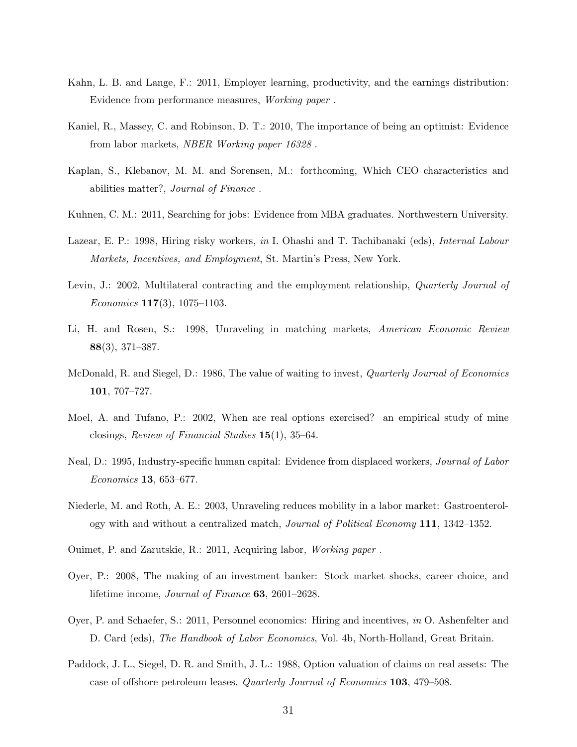Kahn, L. B. and Lange, F.: 2011, Employer learning, productivity, and the earnings distribution: Evidence from performance measures, *Working paper* .

Kaniel, R., Massey, C. and Robinson, D. T.: 2010, The importance of being an optimist: Evidence from labor markets, *NBER Working paper 16328* .

Kaplan, S., Klebanov, M. M. and Sorensen, M.: forthcoming, Which CEO characteristics and abilities matter?, *Journal of Finance* .

Kuhnen, C. M.: 2011, Searching for jobs: Evidence from MBA graduates. Northwestern University.

Lazear, E. P.: 1998, Hiring risky workers, *in* I. Ohashi and T. Tachibanaki (eds), *Internal Labour Markets, Incentives, and Employment*, St. Martin's Press, New York.

Levin, J.: 2002, Multilateral contracting and the employment relationship, *Quarterly Journal of Economics* **117**(3), 1075–1103.

Li, H. and Rosen, S.: 1998, Unraveling in matching markets, *American Economic Review* **88**(3), 371–387.

McDonald, R. and Siegel, D.: 1986, The value of waiting to invest, *Quarterly Journal of Economics* **101**, 707–727.

Moel, A. and Tufano, P.: 2002, When are real options exercised? an empirical study of mine closings, *Review of Financial Studies* **15**(1), 35–64.

Neal, D.: 1995, Industry-specific human capital: Evidence from displaced workers, *Journal of Labor Economics* **13**, 653–677.

Niederle, M. and Roth, A. E.: 2003, Unraveling reduces mobility in a labor market: Gastroenterology with and without a centralized match, *Journal of Political Economy* **111**, 1342–1352.

Ouimet, P. and Zarutskie, R.: 2011, Acquiring labor, *Working paper* .

Oyer, P.: 2008, The making of an investment banker: Stock market shocks, career choice, and lifetime income, *Journal of Finance* **63**, 2601–2628.

Oyer, P. and Schaefer, S.: 2011, Personnel economics: Hiring and incentives, *in* O. Ashenfelter and D. Card (eds), *The Handbook of Labor Economics*, Vol. 4b, North-Holland, Great Britain.

Paddock, J. L., Siegel, D. R. and Smith, J. L.: 1988, Option valuation of claims on real assets: The case of offshore petroleum leases, *Quarterly Journal of Economics* **103**, 479–508.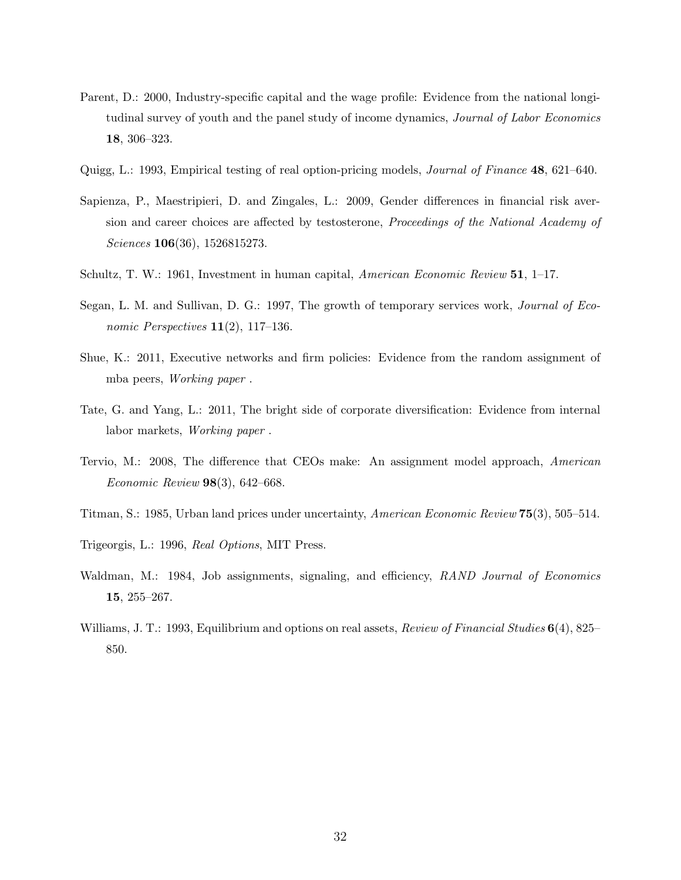Parent, D.: 2000, Industry-specific capital and the wage profile: Evidence from the national longitudinal survey of youth and the panel study of income dynamics, *Journal of Labor Economics* **18**, 306–323.

Quigg, L.: 1993, Empirical testing of real option-pricing models, *Journal of Finance* **48**, 621–640.

Sapienza, P., Maestripieri, D. and Zingales, L.: 2009, Gender differences in financial risk aversion and career choices are affected by testosterone, *Proceedings of the National Academy of Sciences* **106**(36), 1526815273.

Schultz, T. W.: 1961, Investment in human capital, *American Economic Review* **51**, 1–17.

Segan, L. M. and Sullivan, D. G.: 1997, The growth of temporary services work, *Journal of Economic Perspectives* **11**(2), 117–136.

Shue, K.: 2011, Executive networks and firm policies: Evidence from the random assignment of mba peers, *Working paper* .

Tate, G. and Yang, L.: 2011, The bright side of corporate diversification: Evidence from internal labor markets, *Working paper* .

Tervio, M.: 2008, The difference that CEOs make: An assignment model approach, *American Economic Review* **98**(3), 642–668.

Titman, S.: 1985, Urban land prices under uncertainty, *American Economic Review* **75**(3), 505–514.

Trigeorgis, L.: 1996, *Real Options*, MIT Press.

Waldman, M.: 1984, Job assignments, signaling, and efficiency, *RAND Journal of Economics* **15**, 255–267.

Williams, J. T.: 1993, Equilibrium and options on real assets, *Review of Financial Studies* **6**(4), 825–850.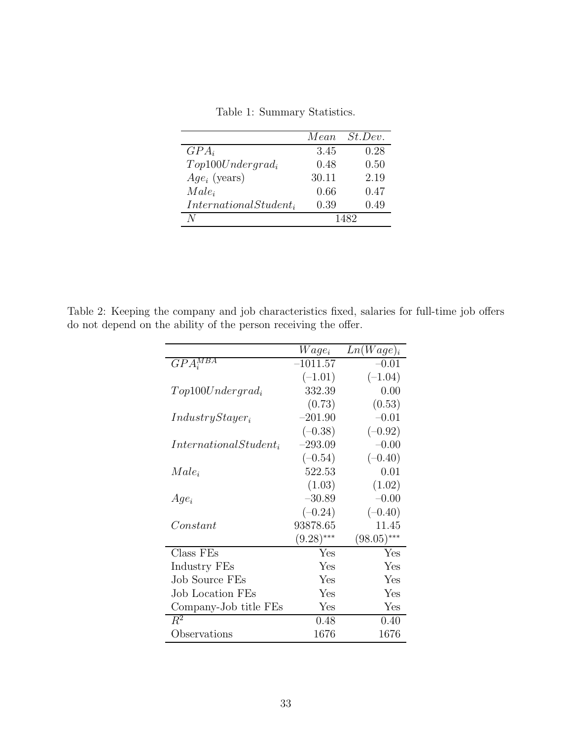Table 1: Summary Statistics.

| | $Mean$ | $St.Dev.$ |
|---|---|---|
| $GPA_i$ | 3.45 | 0.28 |
| $Top100Undergrad_i$ | 0.48 | 0.50 |
| $Age_i$ (years) | 30.11 | 2.19 |
| $Male_i$ | 0.66 | 0.47 |
| $InternationalStudent_i$ | 0.39 | 0.49 |
| $N$ | 1482 | |

Table 2: Keeping the company and job characteristics fixed, salaries for full-time job offers do not depend on the ability of the person receiving the offer.

| | $Wage_i$ | $Ln(Wage)_i$ |
|---|---|---|
| $GPA_i^{MBA}$ | –1011.57 | –0.01 |
| | (–1.01) | (–1.04) |
| $Top100Undergrad_i$ | 332.39 | 0.00 |
| | (0.73) | (0.53) |
| $IndustryStayer_i$ | –201.90 | –0.01 |
| | (–0.38) | (–0.92) |
| $InternationalStudent_i$ | –293.09 | –0.00 |
| | (–0.54) | (–0.40) |
| $Male_i$ | 522.53 | 0.01 |
| | (1.03) | (1.02) |
| $Age_i$ | –30.89 | –0.00 |
| | (–0.24) | (–0.40) |
| $Constant$ | 93878.65 | 11.45 |
| | $(9.28)^{***}$ | $(98.05)^{***}$ |
| Class FEs | Yes | Yes |
| Industry FEs | Yes | Yes |
| Job Source FEs | Yes | Yes |
| Job Location FEs | Yes | Yes |
| Company-Job title FEs | Yes | Yes |
| $R^2$ | 0.48 | 0.40 |
| Observations | 1676 | 1676 |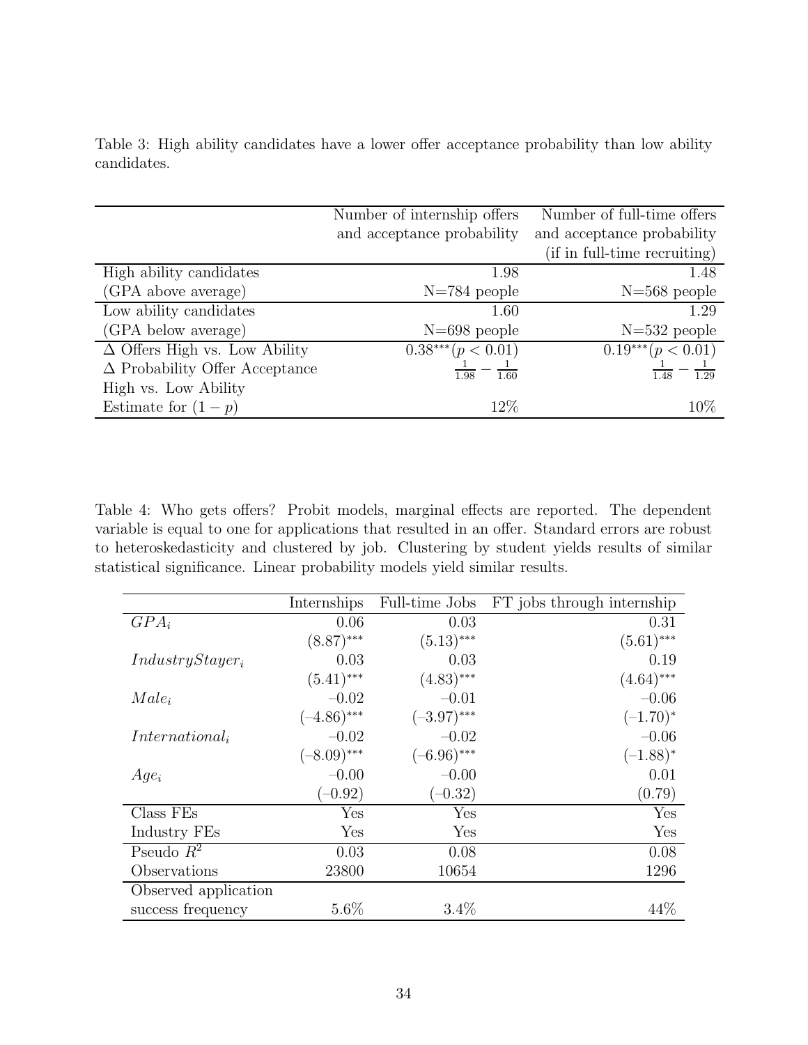Table 3: High ability candidates have a lower offer acceptance probability than low ability candidates.

| | Number of internship offers and acceptance probability | Number of full-time offers and acceptance probability (if in full-time recruiting) |
|---|---|---|
| High ability candidates (GPA above average) | 1.98 N=784 people | 1.48 N=568 people |
| Low ability candidates (GPA below average) | 1.60 N=698 people | 1.29 N=532 people |
| $\Delta$ Offers High vs. Low Ability | $0.38^{***} (p < 0.01)$ | $0.19^{***} (p < 0.01)$ |
| $\Delta$ Probability Offer Acceptance High vs. Low Ability | $\frac{1}{1.98} - \frac{1}{1.60}$ | $\frac{1}{1.48} - \frac{1}{1.29}$ |
| Estimate for $(1-p)$ | 12% | 10% |

Table 4: Who gets offers? Probit models, marginal effects are reported. The dependent variable is equal to one for applications that resulted in an offer. Standard errors are robust to heteroskedasticity and clustered by job. Clustering by student yields results of similar statistical significance. Linear probability models yield similar results.

| | Internships | Full-time Jobs | FT jobs through internship |
|---|---|---|---|
| $GPA_i$ | 0.06 | 0.03 | 0.31 |
| | $(8.87)^{***}$ | $(5.13)^{***}$ | $(5.61)^{***}$ |
| $IndustryStayer_i$ | 0.03 | 0.03 | 0.19 |
| | $(5.41)^{***}$ | $(4.83)^{***}$ | $(4.64)^{***}$ |
| $Male_i$ | $-0.02$ | $-0.01$ | $-0.06$ |
| | $(-4.86)^{***}$ | $(-3.97)^{***}$ | $(-1.70)^{*}$ |
| $International_i$ | $-0.02$ | $-0.02$ | $-0.06$ |
| | $(-8.09)^{***}$ | $(-6.96)^{***}$ | $(-1.88)^{*}$ |
| $Age_i$ | $-0.00$ | $-0.00$ | 0.01 |
| | $(-0.92)$ | $(-0.32)$ | $(0.79)$ |
| Class FEs | Yes | Yes | Yes |
| Industry FEs | Yes | Yes | Yes |
| Pseudo $R^2$ | 0.03 | 0.08 | 0.08 |
| Observations | 23800 | 10654 | 1296 |
| Observed application success frequency | 5.6% | 3.4% | 44% |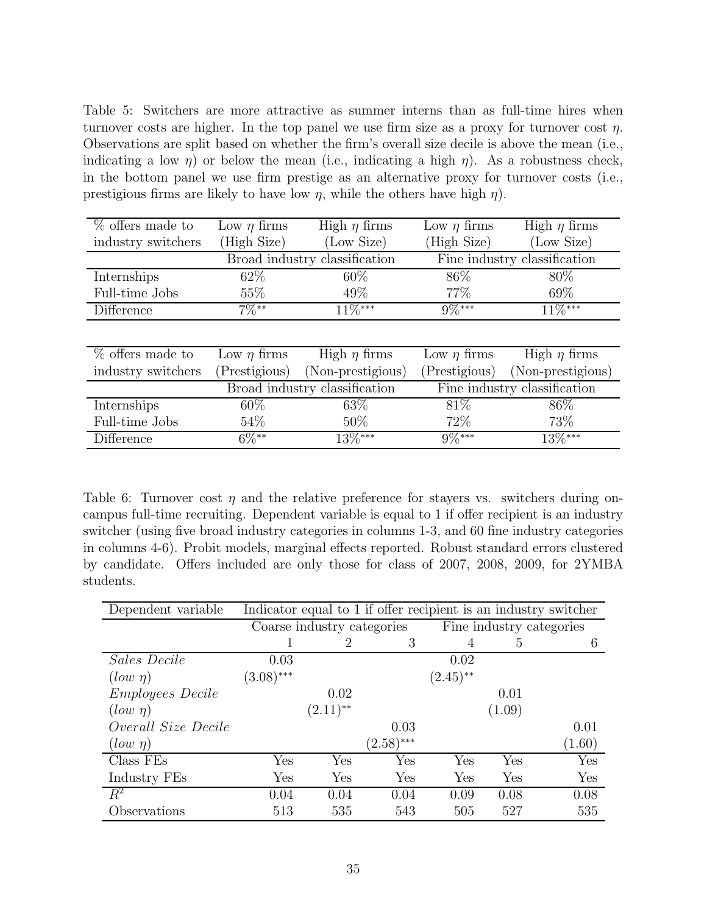Table 5: Switchers are more attractive as summer interns than as full-time hires when turnover costs are higher. In the top panel we use firm size as a proxy for turnover cost $\eta$. Observations are split based on whether the firm's overall size decile is above the mean (i.e., indicating a low $\eta$) or below the mean (i.e., indicating a high $\eta$). As a robustness check, in the bottom panel we use firm prestige as an alternative proxy for turnover costs (i.e., prestigious firms are likely to have low $\eta$, while the others have high $\eta$).

| % offers made to industry switchers | Low $\eta$ firms (High Size) | High $\eta$ firms (Low Size) | Low $\eta$ firms (High Size) | High $\eta$ firms (Low Size) |
|---|---|---|---|---|
| | Broad industry classification | | Fine industry classification | |
| Internships | 62% | 60% | 86% | 80% |
| Full-time Jobs | 55% | 49% | 77% | 69% |
| Difference | 7%** | 11%*** | 9%*** | 11%*** |

| % offers made to industry switchers | Low $\eta$ firms (Prestigious) | High $\eta$ firms (Non-prestigious) | Low $\eta$ firms (Prestigious) | High $\eta$ firms (Non-prestigious) |
|---|---|---|---|---|
| | Broad industry classification | | Fine industry classification | |
| Internships | 60% | 63% | 81% | 86% |
| Full-time Jobs | 54% | 50% | 72% | 73% |
| Difference | 6%** | 13%*** | 9%*** | 13%*** |

Table 6: Turnover cost $\eta$ and the relative preference for stayers vs. switchers during on-campus full-time recruiting. Dependent variable is equal to 1 if offer recipient is an industry switcher (using five broad industry categories in columns 1-3, and 60 fine industry categories in columns 4-6). Probit models, marginal effects reported. Robust standard errors clustered by candidate. Offers included are only those for class of 2007, 2008, 2009, for 2YMBA students.

| Dependent variable | Indicator equal to 1 if offer recipient is an industry switcher | | | | | |
|---|---|---|---|---|---|---|
| | Coarse industry categories | | | Fine industry categories | | |
| | 1 | 2 | 3 | 4 | 5 | 6 |
| *Sales Decile* | 0.03 | | | 0.02 | | |
| *(low $\eta$)* | (3.08)*** | | | (2.45)** | | |
| *Employees Decile* | | 0.02 | | | 0.01 | |
| *(low $\eta$)* | | (2.11)** | | | (1.09) | |
| *Overall Size Decile* | | | 0.03 | | | 0.01 |
| *(low $\eta$)* | | | (2.58)*** | | | (1.60) |
| Class FEs | Yes | Yes | Yes | Yes | Yes | Yes |
| Industry FEs | Yes | Yes | Yes | Yes | Yes | Yes |
| $R^2$ | 0.04 | 0.04 | 0.04 | 0.09 | 0.08 | 0.08 |
| Observations | 513 | 535 | 543 | 505 | 527 | 535 |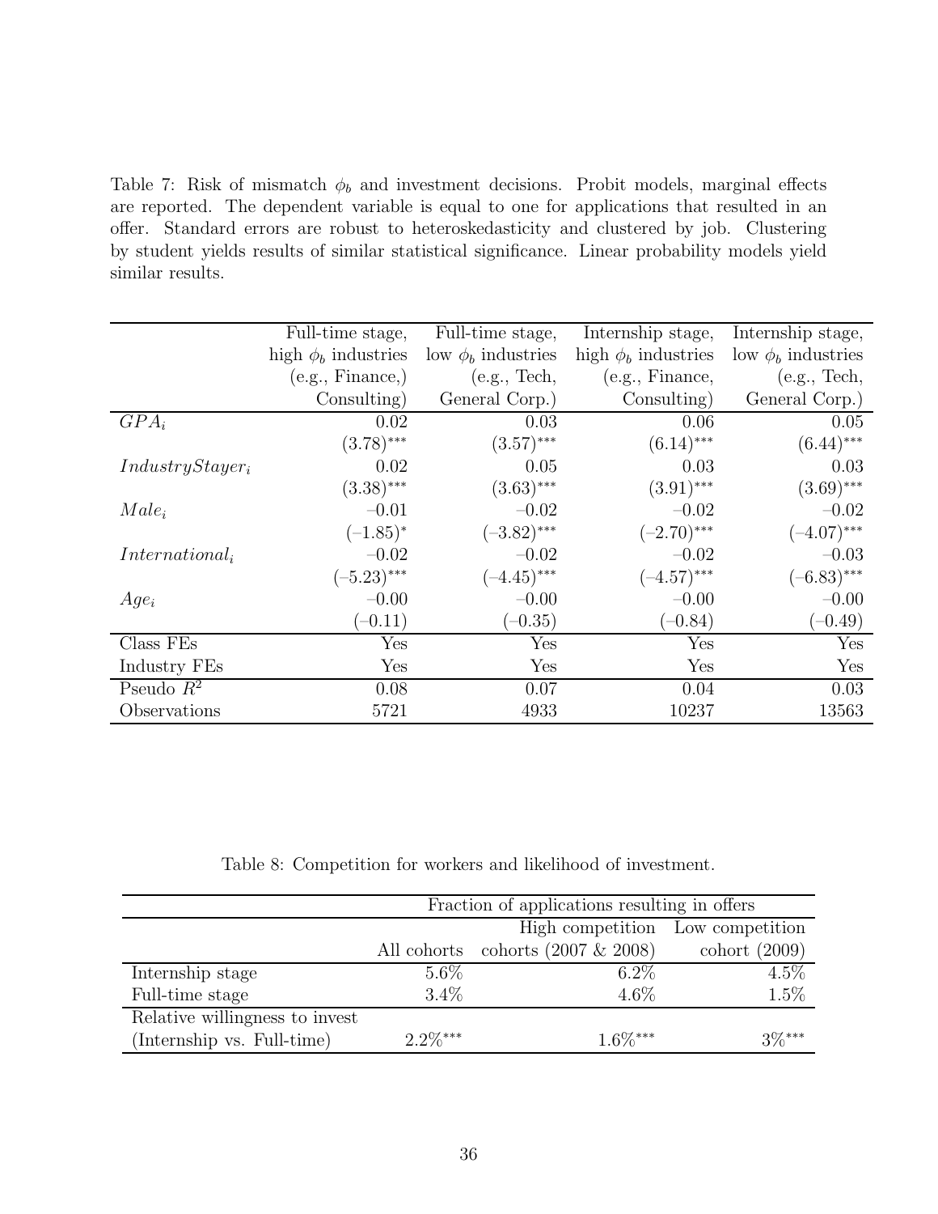Table 7: Risk of mismatch $\phi_b$ and investment decisions. Probit models, marginal effects are reported. The dependent variable is equal to one for applications that resulted in an offer. Standard errors are robust to heteroskedasticity and clustered by job. Clustering by student yields results of similar statistical significance. Linear probability models yield similar results.

| | Full-time stage, high $\phi_b$ industries (e.g., Finance,) Consulting) | Full-time stage, low $\phi_b$ industries (e.g., Tech, General Corp.) | Internship stage, high $\phi_b$ industries (e.g., Finance, Consulting) | Internship stage, low $\phi_b$ industries (e.g., Tech, General Corp.) |
|---|---|---|---|---|
| $GPA_i$ | 0.02 | 0.03 | 0.06 | 0.05 |
| | $(3.78)^{***}$ | $(3.57)^{***}$ | $(6.14)^{***}$ | $(6.44)^{***}$ |
| $IndustryStayer_i$ | 0.02 | 0.05 | 0.03 | 0.03 |
| | $(3.38)^{***}$ | $(3.63)^{***}$ | $(3.91)^{***}$ | $(3.69)^{***}$ |
| $Male_i$ | −0.01 | −0.02 | −0.02 | −0.02 |
| | $(-1.85)^{*}$ | $(-3.82)^{***}$ | $(-2.70)^{***}$ | $(-4.07)^{***}$ |
| $International_i$ | −0.02 | −0.02 | −0.02 | −0.03 |
| | $(-5.23)^{***}$ | $(-4.45)^{***}$ | $(-4.57)^{***}$ | $(-6.83)^{***}$ |
| $Age_i$ | −0.00 | −0.00 | −0.00 | −0.00 |
| | (−0.11) | (−0.35) | (−0.84) | (−0.49) |
| Class FEs | Yes | Yes | Yes | Yes |
| Industry FEs | Yes | Yes | Yes | Yes |
| Pseudo $R^2$ | 0.08 | 0.07 | 0.04 | 0.03 |
| Observations | 5721 | 4933 | 10237 | 13563 |

Table 8: Competition for workers and likelihood of investment.

| | Fraction of applications resulting in offers | | |
|---|---|---|---|
| | All cohorts | High competition cohorts (2007 & 2008) | Low competition cohort (2009) |
| Internship stage | 5.6% | 6.2% | 4.5% |
| Full-time stage | 3.4% | 4.6% | 1.5% |
| Relative willingness to invest (Internship vs. Full-time) | $2.2\%^{***}$ | $1.6\%^{***}$ | $3\%^{***}$ |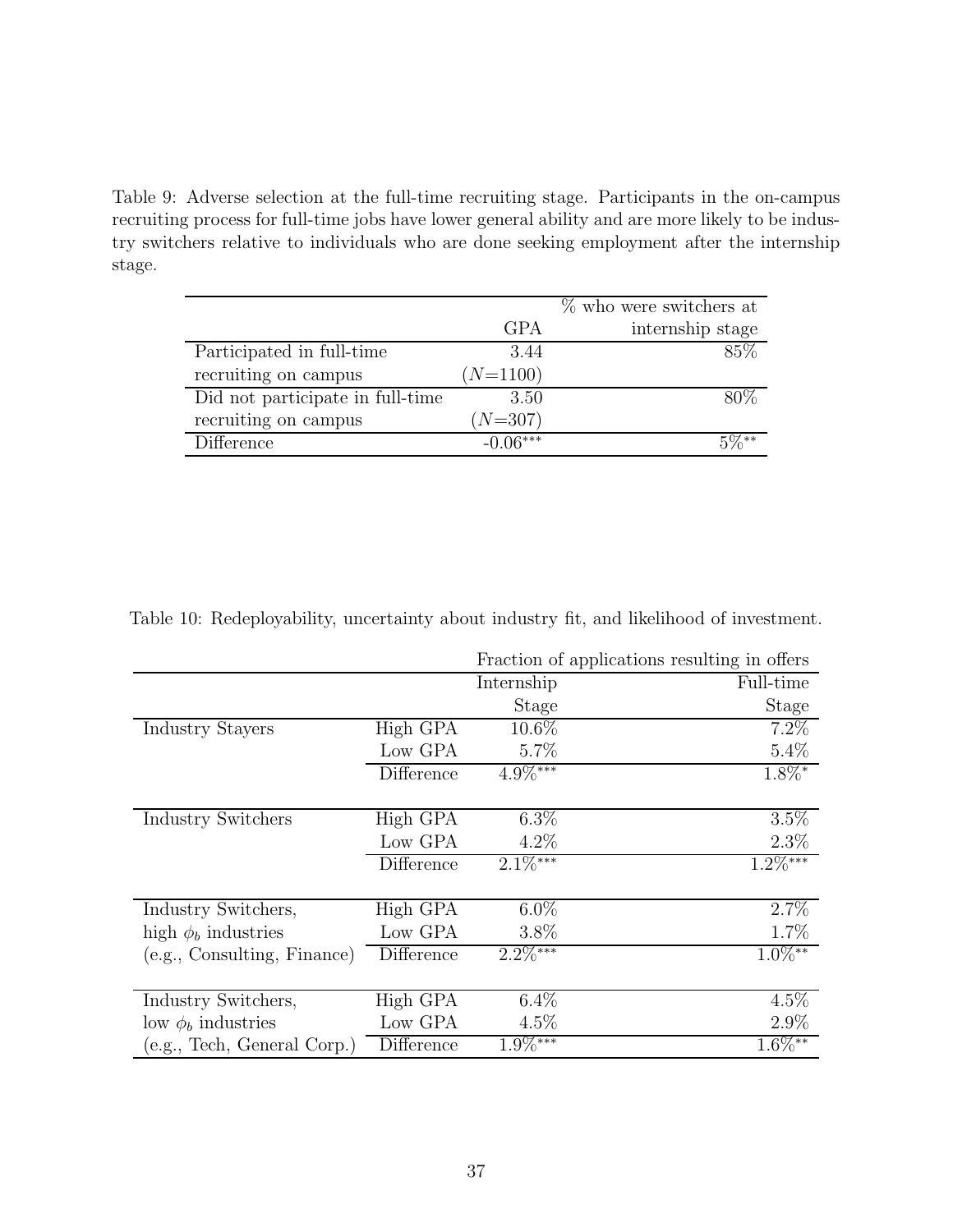Table 9: Adverse selection at the full-time recruiting stage. Participants in the on-campus recruiting process for full-time jobs have lower general ability and are more likely to be industry switchers relative to individuals who are done seeking employment after the internship stage.

| | GPA | % who were switchers at internship stage |
|---|---|---|
| Participated in full-time recruiting on campus | 3.44 ($N$=1100) | 85% |
| Did not participate in full-time recruiting on campus | 3.50 ($N$=307) | 80% |
| Difference | -0.06*** | 5%** |

Table 10: Redeployability, uncertainty about industry fit, and likelihood of investment.

| | | Fraction of applications resulting in offers | |
|---|---|---|---|
| | | Internship Stage | Full-time Stage |
| Industry Stayers | High GPA | 10.6% | 7.2% |
| | Low GPA | 5.7% | 5.4% |
| | Difference | 4.9%*** | 1.8%* |
| Industry Switchers | High GPA | 6.3% | 3.5% |
| | Low GPA | 4.2% | 2.3% |
| | Difference | 2.1%*** | 1.2%*** |
| Industry Switchers, high $\phi_b$ industries (e.g., Consulting, Finance) | High GPA | 6.0% | 2.7% |
| | Low GPA | 3.8% | 1.7% |
| | Difference | 2.2%*** | 1.0%** |
| Industry Switchers, low $\phi_b$ industries (e.g., Tech, General Corp.) | High GPA | 6.4% | 4.5% |
| | Low GPA | 4.5% | 2.9% |
| | Difference | 1.9%*** | 1.6%** |